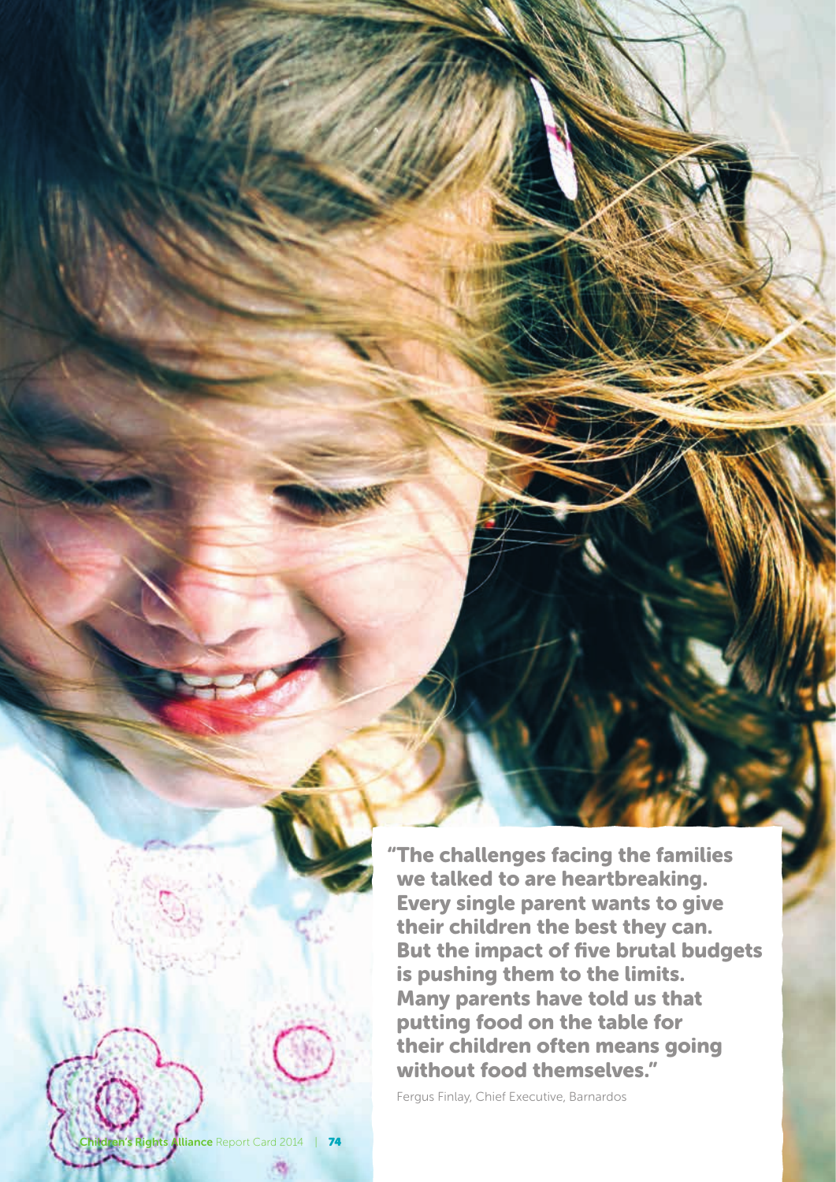"The challenges facing the families we talked to are heartbreaking. Every single parent wants to give their children the best they can. But the impact of five brutal budgets is pushing them to the limits. Many parents have told us that putting food on the table for their children often means going without food themselves."

Fergus Finlay, Chief Executive, Barnardos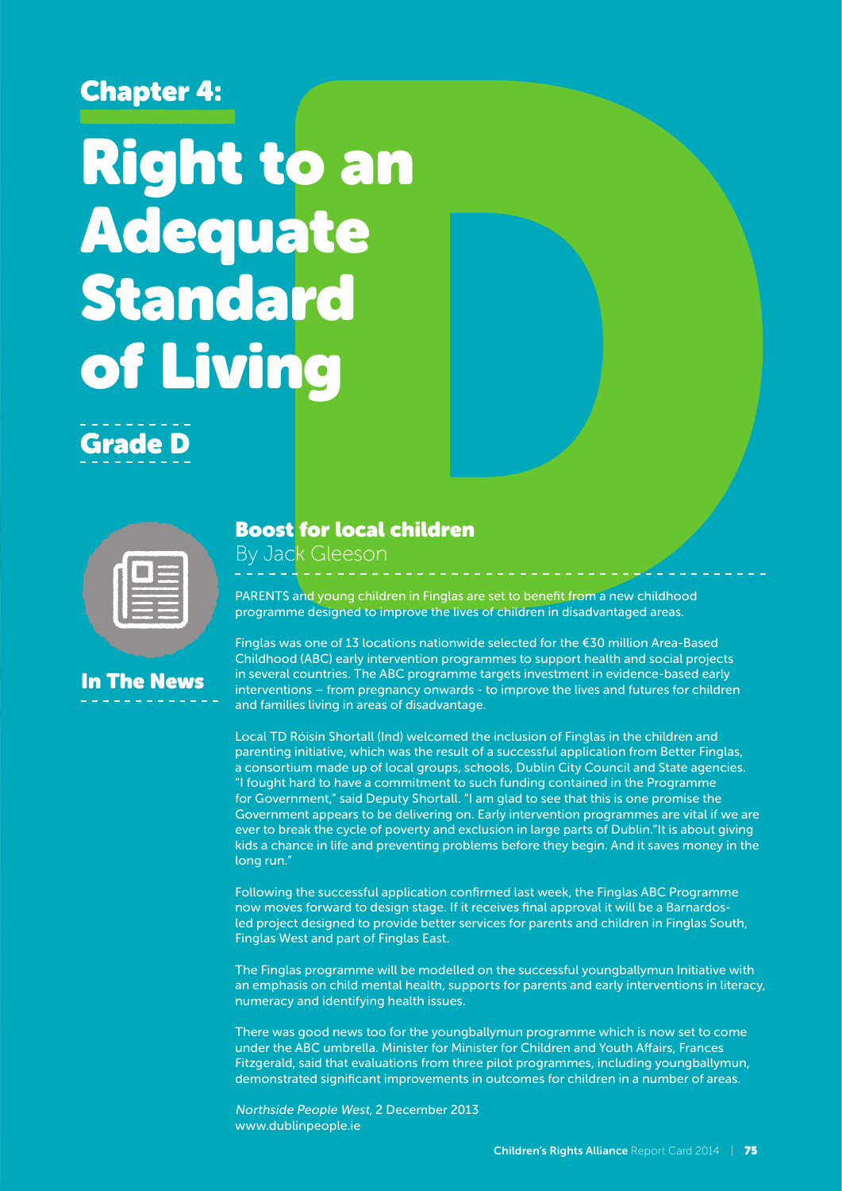## Chapter 4:

# Right to an Adequate Standard of Living

## Grade D

### In The News

### Boost for local children

By Jack Gleeson

PARENTS and young children in Finglas are set to benefit from a new childhood programme designed to improve the lives of children in disadvantaged areas.

Finglas was one of 13 locations nationwide selected for the €30 million Area-Based Childhood (ABC) early intervention programmes to support health and social projects in several countries. The ABC programme targets investment in evidence-based early interventions – from pregnancy onwards - to improve the lives and futures for children and families living in areas of disadvantage.

Local TD Róisín Shortall (Ind) welcomed the inclusion of Finglas in the children and parenting initiative, which was the result of a successful application from Better Finglas, a consortium made up of local groups, schools, Dublin City Council and State agencies. "I fought hard to have a commitment to such funding contained in the Programme for Government," said Deputy Shortall. "I am glad to see that this is one promise the Government appears to be delivering on. Early intervention programmes are vital if we are ever to break the cycle of poverty and exclusion in large parts of Dublin."It is about giving kids a chance in life and preventing problems before they begin. And it saves money in the long run."

Following the successful application confirmed last week, the Finglas ABC Programme now moves forward to design stage. If it receives final approval it will be a Barnardos-led project designed to provide better services for parents and children in Finglas South, Finglas West and part of Finglas East.

The Finglas programme will be modelled on the successful youngballymun Initiative with an emphasis on child mental health, supports for parents and early interventions in literacy, numeracy and identifying health issues.

There was good news too for the youngballymun programme which is now set to come under the ABC umbrella. Minister for Minister for Children and Youth Affairs, Frances Fitzgerald, said that evaluations from three pilot programmes, including youngballymun, demonstrated significant improvements in outcomes for children in a number of areas.

*Northside People West*, 2 December 2013
www.dublinpeople.ie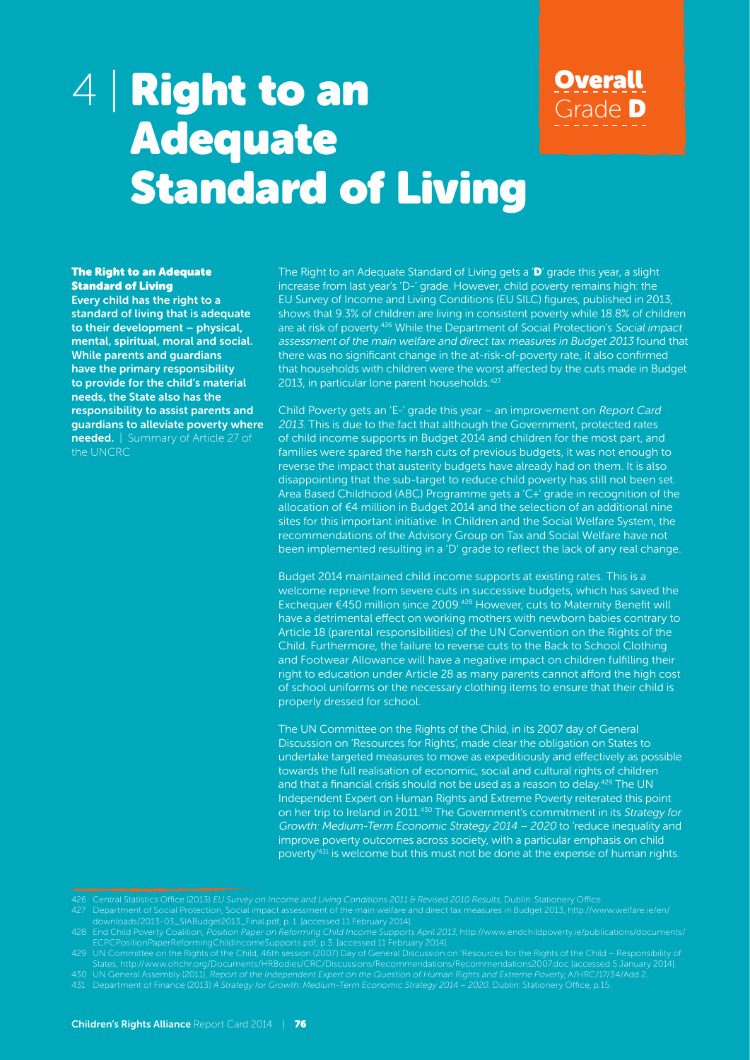# 4 | Right to an Adequate Standard of Living

**Overall** Grade **D**

### The Right to an Adequate Standard of Living

**Every child has the right to a standard of living that is adequate to their development – physical, mental, spiritual, moral and social. While parents and guardians have the primary responsibility to provide for the child's material needs, the State also has the responsibility to assist parents and guardians to alleviate poverty where needed.** | Summary of Article 27 of the UNCRC

The Right to an Adequate Standard of Living gets a '**D**' grade this year, a slight increase from last year's 'D-' grade. However, child poverty remains high: the EU Survey of Income and Living Conditions (EU SILC) figures, published in 2013, shows that 9.3% of children are living in consistent poverty while 18.8% of children are at risk of poverty.[426] While the Department of Social Protection's *Social impact assessment of the main welfare and direct tax measures in Budget 2013* found that there was no significant change in the at-risk-of-poverty rate, it also confirmed that households with children were the worst affected by the cuts made in Budget 2013, in particular lone parent households.[427]

Child Poverty gets an 'E-' grade this year – an improvement on *Report Card 2013*. This is due to the fact that although the Government, protected rates of child income supports in Budget 2014 and children for the most part, and families were spared the harsh cuts of previous budgets, it was not enough to reverse the impact that austerity budgets have already had on them. It is also disappointing that the sub-target to reduce child poverty has still not been set. Area Based Childhood (ABC) Programme gets a 'C+' grade in recognition of the allocation of €4 million in Budget 2014 and the selection of an additional nine sites for this important initiative. In Children and the Social Welfare System, the recommendations of the Advisory Group on Tax and Social Welfare have not been implemented resulting in a 'D' grade to reflect the lack of any real change.

Budget 2014 maintained child income supports at existing rates. This is a welcome reprieve from severe cuts in successive budgets, which has saved the Exchequer €450 million since 2009.[428] However, cuts to Maternity Benefit will have a detrimental effect on working mothers with newborn babies contrary to Article 18 (parental responsibilities) of the UN Convention on the Rights of the Child. Furthermore, the failure to reverse cuts to the Back to School Clothing and Footwear Allowance will have a negative impact on children fulfilling their right to education under Article 28 as many parents cannot afford the high cost of school uniforms or the necessary clothing items to ensure that their child is properly dressed for school.

The UN Committee on the Rights of the Child, in its 2007 day of General Discussion on 'Resources for Rights', made clear the obligation on States to undertake targeted measures to move as expeditiously and effectively as possible towards the full realisation of economic, social and cultural rights of children and that a financial crisis should not be used as a reason to delay.[429] The UN Independent Expert on Human Rights and Extreme Poverty reiterated this point on her trip to Ireland in 2011.[430] The Government's commitment in its *Strategy for Growth: Medium-Term Economic Strategy 2014 – 2020* to 'reduce inequality and improve poverty outcomes across society, with a particular emphasis on child poverty'[431] is welcome but this must not be done at the expense of human rights.

---

426 Central Statistics Office (2013) *EU Survey on Income and Living Conditions 2011 & Revised 2010 Results*, Dublin: Stationery Office.

427 Department of Social Protection, Social impact assessment of the main welfare and direct tax measures in Budget 2013, http://www.welfare.ie/en/downloads/2013-03_SIABudget2013_Final.pdf, p. 1. [accessed 11 February 2014].

428 End Child Poverty Coalition, *Position Paper on Reforming Child Income Supports April 2013*, http://www.endchildpoverty.ie/publications/documents/ECPCPositionPaperReformingChildIncomeSupports.pdf, p.3. [accessed 11 February 2014].

429 UN Committee on the Rights of the Child, 46th session (2007) Day of General Discussion on 'Resources for the Rights of the Child – Responsibility of States, http://www.ohchr.org/Documents/HRBodies/CRC/Discussions/Recommendations/Recommendations2007.doc [accessed 5 January 2014].

430 UN General Assembly (2011), *Report of the Independent Expert on the Question of Human Rights and Extreme Poverty*, A/HRC/17/34/Add.2.

431 Department of Finance (2013) *A Strategy for Growth: Medium-Term Economic Strategy 2014 – 2020*. Dublin: Stationery Office, p.15.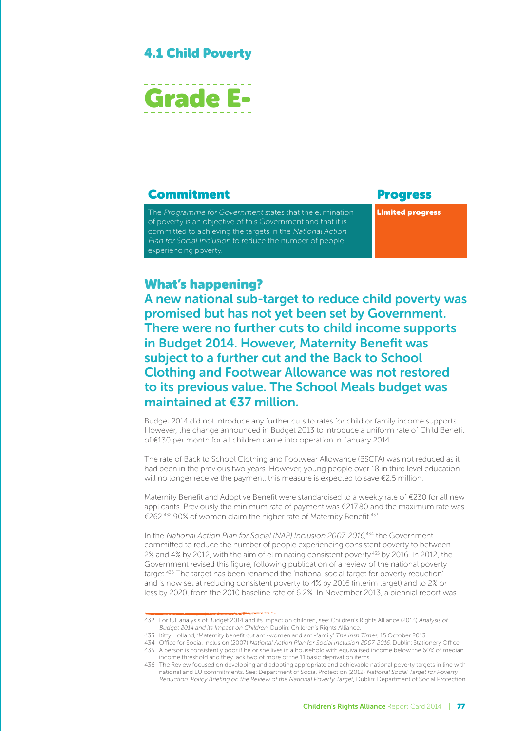## 4.1 Child Poverty

# Grade E-

| Commitment | Progress |
| --- | --- |
| The *Programme for Government* states that the elimination of poverty is an objective of this Government and that it is committed to achieving the targets in the *National Action Plan for Social Inclusion* to reduce the number of people experiencing poverty. | **Limited progress** |

## What's happening?

### A new national sub-target to reduce child poverty was promised but has not yet been set by Government. There were no further cuts to child income supports in Budget 2014. However, Maternity Benefit was subject to a further cut and the Back to School Clothing and Footwear Allowance was not restored to its previous value. The School Meals budget was maintained at €37 million.

Budget 2014 did not introduce any further cuts to rates for child or family income supports. However, the change announced in Budget 2013 to introduce a uniform rate of Child Benefit of €130 per month for all children came into operation in January 2014.

The rate of Back to School Clothing and Footwear Allowance (BSCFA) was not reduced as it had been in the previous two years. However, young people over 18 in third level education will no longer receive the payment: this measure is expected to save €2.5 million.

Maternity Benefit and Adoptive Benefit were standardised to a weekly rate of €230 for all new applicants. Previously the minimum rate of payment was €217.80 and the maximum rate was €262.[432] 90% of women claim the higher rate of Maternity Benefit.[433]

In the *National Action Plan for Social (NAP) Inclusion 2007-2016*,[434] the Government committed to reduce the number of people experiencing consistent poverty to between 2% and 4% by 2012, with the aim of eliminating consistent poverty[435] by 2016. In 2012, the Government revised this figure, following publication of a review of the national poverty target.[436] The target has been renamed the 'national social target for poverty reduction' and is now set at reducing consistent poverty to 4% by 2016 (interim target) and to 2% or less by 2020, from the 2010 baseline rate of 6.2%. In November 2013, a biennial report was

---

432 For full analysis of Budget 2014 and its impact on children, see: Children's Rights Alliance (2013) *Analysis of Budget 2014 and its Impact on Children*, Dublin: Children's Rights Alliance.

433 Kitty Holland, 'Maternity benefit cut anti-women and anti-family' *The Irish Times*, 15 October 2013.

434 Office for Social Inclusion (2007) *National Action Plan for Social Inclusion 2007-2016*, Dublin: Stationery Office.

435 A person is consistently poor if he or she lives in a household with equivalised income below the 60% of median income threshold and they lack two of more of the 11 basic deprivation items.

436 The Review focused on developing and adopting appropriate and achievable national poverty targets in line with national and EU commitments. See: Department of Social Protection (2012) *National Social Target for Poverty Reduction: Policy Briefing on the Review of the National Poverty Target*, Dublin: Department of Social Protection.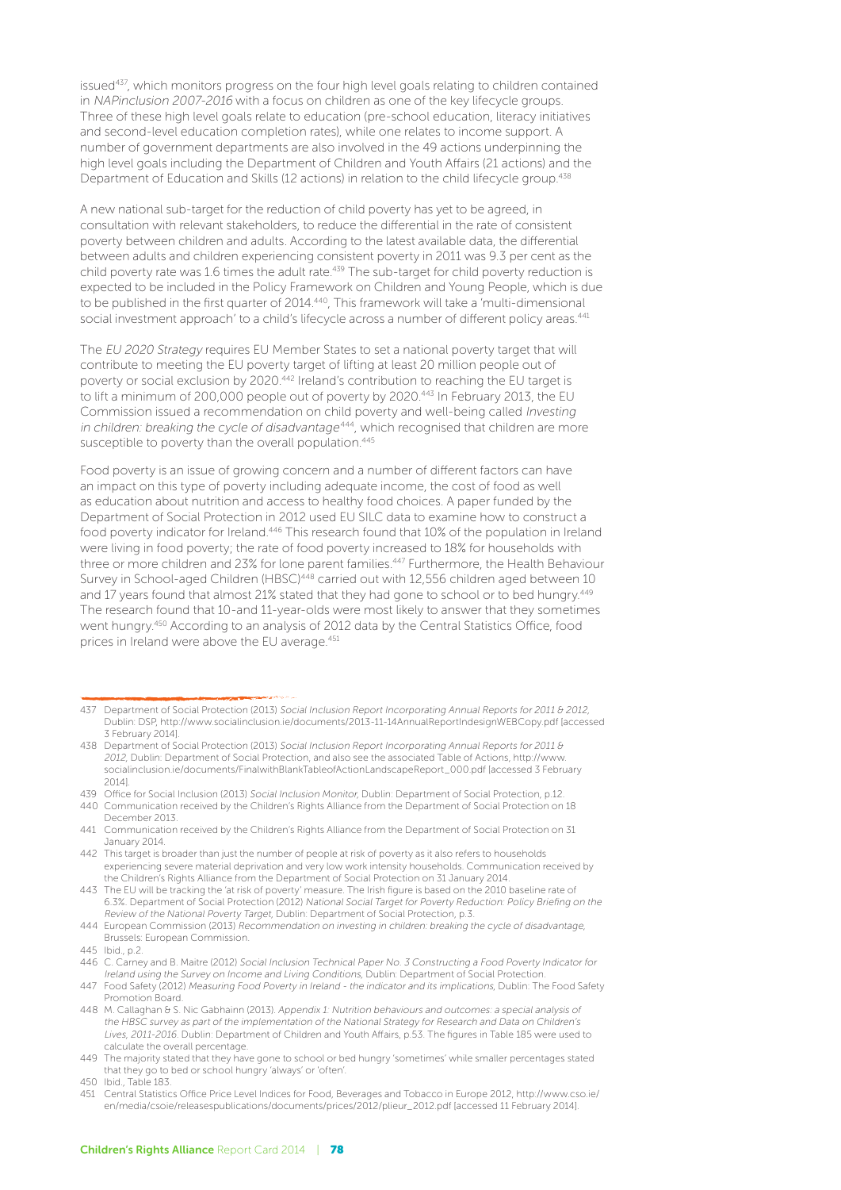issued[437], which monitors progress on the four high level goals relating to children contained in *NAPinclusion 2007-2016* with a focus on children as one of the key lifecycle groups. Three of these high level goals relate to education (pre-school education, literacy initiatives and second-level education completion rates), while one relates to income support. A number of government departments are also involved in the 49 actions underpinning the high level goals including the Department of Children and Youth Affairs (21 actions) and the Department of Education and Skills (12 actions) in relation to the child lifecycle group.[438]

A new national sub-target for the reduction of child poverty has yet to be agreed, in consultation with relevant stakeholders, to reduce the differential in the rate of consistent poverty between children and adults. According to the latest available data, the differential between adults and children experiencing consistent poverty in 2011 was 9.3 per cent as the child poverty rate was 1.6 times the adult rate.[439] The sub-target for child poverty reduction is expected to be included in the Policy Framework on Children and Young People, which is due to be published in the first quarter of 2014.[440], This framework will take a 'multi-dimensional social investment approach' to a child's lifecycle across a number of different policy areas.[441]

The *EU 2020 Strategy* requires EU Member States to set a national poverty target that will contribute to meeting the EU poverty target of lifting at least 20 million people out of poverty or social exclusion by 2020.[442] Ireland's contribution to reaching the EU target is to lift a minimum of 200,000 people out of poverty by 2020.[443] In February 2013, the EU Commission issued a recommendation on child poverty and well-being called *Investing in children: breaking the cycle of disadvantage*[444], which recognised that children are more susceptible to poverty than the overall population.[445]

Food poverty is an issue of growing concern and a number of different factors can have an impact on this type of poverty including adequate income, the cost of food as well as education about nutrition and access to healthy food choices. A paper funded by the Department of Social Protection in 2012 used EU SILC data to examine how to construct a food poverty indicator for Ireland.[446] This research found that 10% of the population in Ireland were living in food poverty; the rate of food poverty increased to 18% for households with three or more children and 23% for lone parent families.[447] Furthermore, the Health Behaviour Survey in School-aged Children (HBSC)[448] carried out with 12,556 children aged between 10 and 17 years found that almost 21% stated that they had gone to school or to bed hungry.[449] The research found that 10-and 11-year-olds were most likely to answer that they sometimes went hungry.[450] According to an analysis of 2012 data by the Central Statistics Office, food prices in Ireland were above the EU average.[451]

---

437 Department of Social Protection (2013) *Social Inclusion Report Incorporating Annual Reports for 2011 & 2012*, Dublin: DSP, http://www.socialinclusion.ie/documents/2013-11-14AnnualReportIndesignWEBCopy.pdf [accessed 3 February 2014].

438 Department of Social Protection (2013) *Social Inclusion Report Incorporating Annual Reports for 2011 & 2012*, Dublin: Department of Social Protection, and also see the associated Table of Actions, http://www.socialinclusion.ie/documents/FinalwithBlankTableofActionLandscapeReport_000.pdf [accessed 3 February 2014].

439 Office for Social Inclusion (2013) *Social Inclusion Monitor*, Dublin: Department of Social Protection, p.12.

440 Communication received by the Children's Rights Alliance from the Department of Social Protection on 18 December 2013.

441 Communication received by the Children's Rights Alliance from the Department of Social Protection on 31 January 2014.

442 This target is broader than just the number of people at risk of poverty as it also refers to households experiencing severe material deprivation and very low work intensity households. Communication received by the Children's Rights Alliance from the Department of Social Protection on 31 January 2014.

443 The EU will be tracking the 'at risk of poverty' measure. The Irish figure is based on the 2010 baseline rate of 6.3%. Department of Social Protection (2012) *National Social Target for Poverty Reduction: Policy Briefing on the Review of the National Poverty Target*, Dublin: Department of Social Protection, p.3.

444 European Commission (2013) *Recommendation on investing in children: breaking the cycle of disadvantage*, Brussels: European Commission.

445 Ibid., p.2.

446 C. Carney and B. Maitre (2012) *Social Inclusion Technical Paper No. 3 Constructing a Food Poverty Indicator for Ireland using the Survey on Income and Living Conditions*, Dublin: Department of Social Protection.

447 Food Safety (2012) *Measuring Food Poverty in Ireland - the indicator and its implications*, Dublin: The Food Safety Promotion Board.

448 M. Callaghan & S. Nic Gabhainn (2013). *Appendix 1: Nutrition behaviours and outcomes: a special analysis of the HBSC survey as part of the implementation of the National Strategy for Research and Data on Children's Lives, 2011-2016*. Dublin: Department of Children and Youth Affairs, p.53. The figures in Table 185 were used to calculate the overall percentage.

449 The majority stated that they have gone to school or bed hungry 'sometimes' while smaller percentages stated that they go to bed or school hungry 'always' or 'often'.

450 Ibid., Table 183.

451 Central Statistics Office Price Level Indices for Food, Beverages and Tobacco in Europe 2012, http://www.cso.ie/en/media/csoie/releasespublications/documents/prices/2012/plieur_2012.pdf [accessed 11 February 2014].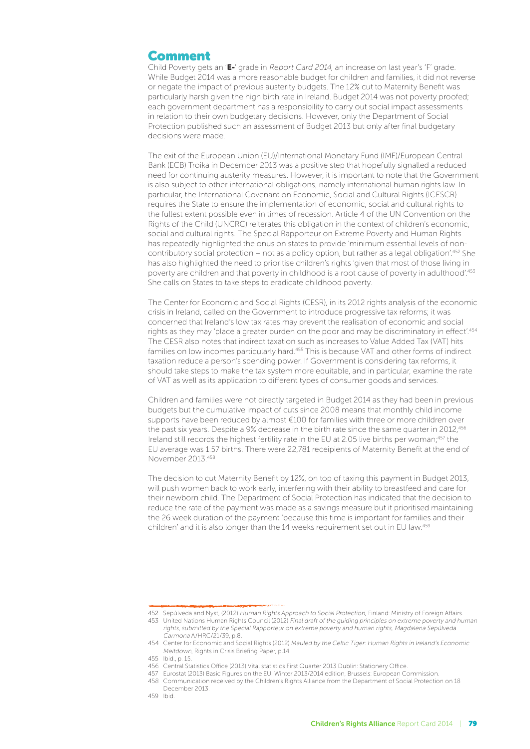## Comment

Child Poverty gets an '**E-**' grade in *Report Card 2014*, an increase on last year's 'F' grade. While Budget 2014 was a more reasonable budget for children and families, it did not reverse or negate the impact of previous austerity budgets. The 12% cut to Maternity Benefit was particularly harsh given the high birth rate in Ireland. Budget 2014 was not poverty proofed; each government department has a responsibility to carry out social impact assessments in relation to their own budgetary decisions. However, only the Department of Social Protection published such an assessment of Budget 2013 but only after final budgetary decisions were made.

The exit of the European Union (EU)/International Monetary Fund (IMF)/European Central Bank (ECB) Troika in December 2013 was a positive step that hopefully signalled a reduced need for continuing austerity measures. However, it is important to note that the Government is also subject to other international obligations, namely international human rights law. In particular, the International Covenant on Economic, Social and Cultural Rights (ICESCR) requires the State to ensure the implementation of economic, social and cultural rights to the fullest extent possible even in times of recession. Article 4 of the UN Convention on the Rights of the Child (UNCRC) reiterates this obligation in the context of children's economic, social and cultural rights. The Special Rapporteur on Extreme Poverty and Human Rights has repeatedly highlighted the onus on states to provide 'minimum essential levels of non-contributory social protection – not as a policy option, but rather as a legal obligation'.[452] She has also highlighted the need to prioritise children's rights 'given that most of those living in poverty are children and that poverty in childhood is a root cause of poverty in adulthood'.[453] She calls on States to take steps to eradicate childhood poverty.

The Center for Economic and Social Rights (CESR), in its 2012 rights analysis of the economic crisis in Ireland, called on the Government to introduce progressive tax reforms; it was concerned that Ireland's low tax rates may prevent the realisation of economic and social rights as they may 'place a greater burden on the poor and may be discriminatory in effect'.[454] The CESR also notes that indirect taxation such as increases to Value Added Tax (VAT) hits families on low incomes particularly hard.[455] This is because VAT and other forms of indirect taxation reduce a person's spending power. If Government is considering tax reforms, it should take steps to make the tax system more equitable, and in particular, examine the rate of VAT as well as its application to different types of consumer goods and services.

Children and families were not directly targeted in Budget 2014 as they had been in previous budgets but the cumulative impact of cuts since 2008 means that monthly child income supports have been reduced by almost €100 for families with three or more children over the past six years. Despite a 9% decrease in the birth rate since the same quarter in 2012,[456] Ireland still records the highest fertility rate in the EU at 2.05 live births per woman;[457] the EU average was 1.57 births. There were 22,781 receipients of Maternity Benefit at the end of November 2013.[458]

The decision to cut Maternity Benefit by 12%, on top of taxing this payment in Budget 2013, will push women back to work early, interfering with their ability to breastfeed and care for their newborn child. The Department of Social Protection has indicated that the decision to reduce the rate of the payment was made as a savings measure but it prioritised maintaining the 26 week duration of the payment 'because this time is important for families and their children' and it is also longer than the 14 weeks requirement set out in EU law.[459]

---

452 Sepúlveda and Nyst, (2012) *Human Rights Approach to Social Protection*, Finland: Ministry of Foreign Affairs.

453 United Nations Human Rights Council (2012) *Final draft of the guiding principles on extreme poverty and human rights, submitted by the Special Rapporteur on extreme poverty and human rights, Magdalena Sepúlveda Carmona* A/HRC/21/39, p.8.

454 Center for Economic and Social Rights (2012) *Mauled by the Celtic Tiger: Human Rights in Ireland's Economic Meltdown*, Rights in Crisis Briefing Paper, p.14.

455 Ibid., p. 15.

456 Central Statistics Office (2013) Vital statistics First Quarter 2013 Dublin: Stationery Office.

457 Eurostat (2013) Basic Figures on the EU: Winter 2013/2014 edition, Brussels: European Commission.

458 Communication received by the Children's Rights Alliance from the Department of Social Protection on 18 December 2013.

459 Ibid.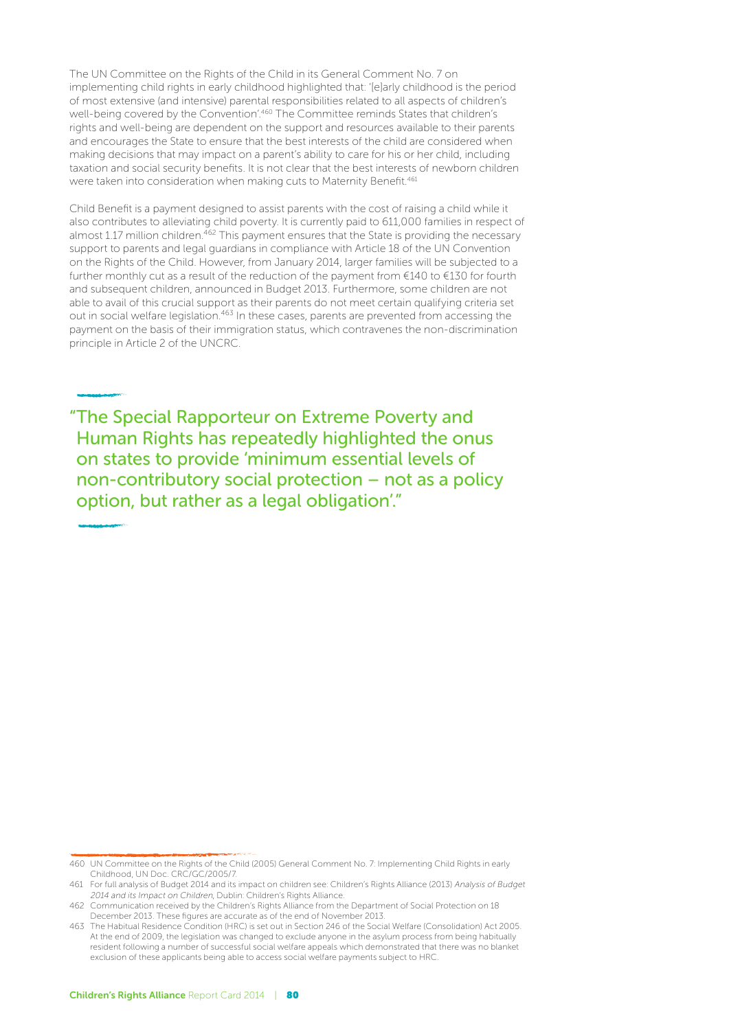The UN Committee on the Rights of the Child in its General Comment No. 7 on implementing child rights in early childhood highlighted that: '[e]arly childhood is the period of most extensive (and intensive) parental responsibilities related to all aspects of children's well-being covered by the Convention'.[460] The Committee reminds States that children's rights and well-being are dependent on the support and resources available to their parents and encourages the State to ensure that the best interests of the child are considered when making decisions that may impact on a parent's ability to care for his or her child, including taxation and social security benefits. It is not clear that the best interests of newborn children were taken into consideration when making cuts to Maternity Benefit.[461]

Child Benefit is a payment designed to assist parents with the cost of raising a child while it also contributes to alleviating child poverty. It is currently paid to 611,000 families in respect of almost 1.17 million children.[462] This payment ensures that the State is providing the necessary support to parents and legal guardians in compliance with Article 18 of the UN Convention on the Rights of the Child. However, from January 2014, larger families will be subjected to a further monthly cut as a result of the reduction of the payment from €140 to €130 for fourth and subsequent children, announced in Budget 2013. Furthermore, some children are not able to avail of this crucial support as their parents do not meet certain qualifying criteria set out in social welfare legislation.[463] In these cases, parents are prevented from accessing the payment on the basis of their immigration status, which contravenes the non-discrimination principle in Article 2 of the UNCRC.

> "The Special Rapporteur on Extreme Poverty and Human Rights has repeatedly highlighted the onus on states to provide 'minimum essential levels of non-contributory social protection – not as a policy option, but rather as a legal obligation'."

---

460 UN Committee on the Rights of the Child (2005) General Comment No. 7: Implementing Child Rights in early Childhood, UN Doc. CRC/GC/2005/7.

461 For full analysis of Budget 2014 and its impact on children see: Children's Rights Alliance (2013) *Analysis of Budget 2014 and its Impact on Children*, Dublin: Children's Rights Alliance.

462 Communication received by the Children's Rights Alliance from the Department of Social Protection on 18 December 2013. These figures are accurate as of the end of November 2013.

463 The Habitual Residence Condition (HRC) is set out in Section 246 of the Social Welfare (Consolidation) Act 2005. At the end of 2009, the legislation was changed to exclude anyone in the asylum process from being habitually resident following a number of successful social welfare appeals which demonstrated that there was no blanket exclusion of these applicants being able to access social welfare payments subject to HRC.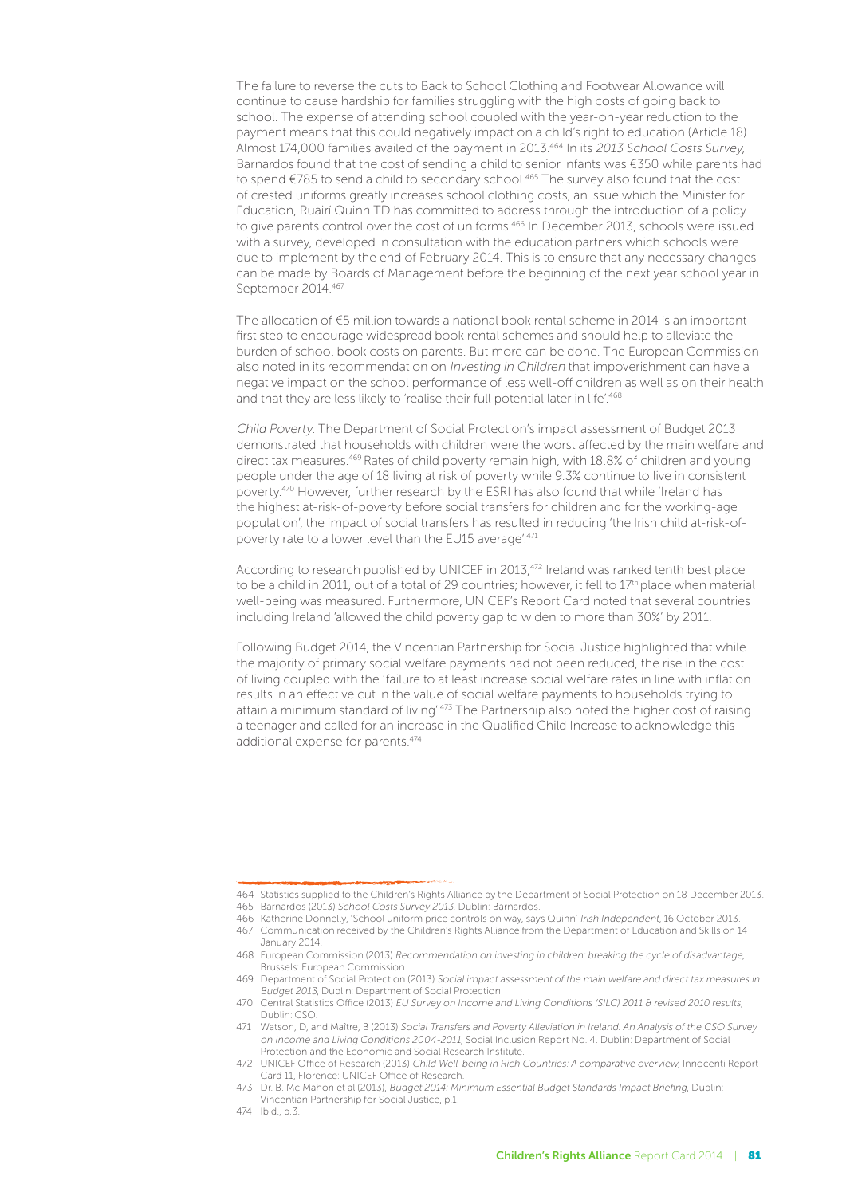The failure to reverse the cuts to Back to School Clothing and Footwear Allowance will continue to cause hardship for families struggling with the high costs of going back to school. The expense of attending school coupled with the year-on-year reduction to the payment means that this could negatively impact on a child's right to education (Article 18). Almost 174,000 families availed of the payment in 2013.[464] In its *2013 School Costs Survey*, Barnardos found that the cost of sending a child to senior infants was €350 while parents had to spend €785 to send a child to secondary school.[465] The survey also found that the cost of crested uniforms greatly increases school clothing costs, an issue which the Minister for Education, Ruairí Quinn TD has committed to address through the introduction of a policy to give parents control over the cost of uniforms.[466] In December 2013, schools were issued with a survey, developed in consultation with the education partners which schools were due to implement by the end of February 2014. This is to ensure that any necessary changes can be made by Boards of Management before the beginning of the next year school year in September 2014.[467]

The allocation of €5 million towards a national book rental scheme in 2014 is an important first step to encourage widespread book rental schemes and should help to alleviate the burden of school book costs on parents. But more can be done. The European Commission also noted in its recommendation on *Investing in Children* that impoverishment can have a negative impact on the school performance of less well-off children as well as on their health and that they are less likely to 'realise their full potential later in life'.[468]

*Child Poverty*: The Department of Social Protection's impact assessment of Budget 2013 demonstrated that households with children were the worst affected by the main welfare and direct tax measures.[469] Rates of child poverty remain high, with 18.8% of children and young people under the age of 18 living at risk of poverty while 9.3% continue to live in consistent poverty.[470] However, further research by the ESRI has also found that while 'Ireland has the highest at-risk-of-poverty before social transfers for children and for the working-age population', the impact of social transfers has resulted in reducing 'the Irish child at-risk-of-poverty rate to a lower level than the EU15 average'.[471]

According to research published by UNICEF in 2013,[472] Ireland was ranked tenth best place to be a child in 2011, out of a total of 29 countries; however, it fell to 17th place when material well-being was measured. Furthermore, UNICEF's Report Card noted that several countries including Ireland 'allowed the child poverty gap to widen to more than 30%' by 2011.

Following Budget 2014, the Vincentian Partnership for Social Justice highlighted that while the majority of primary social welfare payments had not been reduced, the rise in the cost of living coupled with the 'failure to at least increase social welfare rates in line with inflation results in an effective cut in the value of social welfare payments to households trying to attain a minimum standard of living'.[473] The Partnership also noted the higher cost of raising a teenager and called for an increase in the Qualified Child Increase to acknowledge this additional expense for parents.[474]

---

464 Statistics supplied to the Children's Rights Alliance by the Department of Social Protection on 18 December 2013.

465 Barnardos (2013) *School Costs Survey 2013*, Dublin: Barnardos.

466 Katherine Donnelly, 'School uniform price controls on way, says Quinn' *Irish Independent*, 16 October 2013.

467 Communication received by the Children's Rights Alliance from the Department of Education and Skills on 14 January 2014.

468 European Commission (2013) *Recommendation on investing in children: breaking the cycle of disadvantage*, Brussels: European Commission.

469 Department of Social Protection (2013) *Social impact assessment of the main welfare and direct tax measures in Budget 2013*, Dublin: Department of Social Protection.

470 Central Statistics Office (2013) *EU Survey on Income and Living Conditions (SILC) 2011 & revised 2010 results*, Dublin: CSO.

471 Watson, D, and Maître, B (2013) *Social Transfers and Poverty Alleviation in Ireland: An Analysis of the CSO Survey on Income and Living Conditions 2004-2011*, Social Inclusion Report No. 4. Dublin: Department of Social Protection and the Economic and Social Research Institute.

472 UNICEF Office of Research (2013) *Child Well-being in Rich Countries: A comparative overview*, Innocenti Report Card 11, Florence: UNICEF Office of Research.

473 Dr. B. Mc Mahon et al (2013), *Budget 2014: Minimum Essential Budget Standards Impact Briefing*, Dublin: Vincentian Partnership for Social Justice, p.1.

474 Ibid., p.3.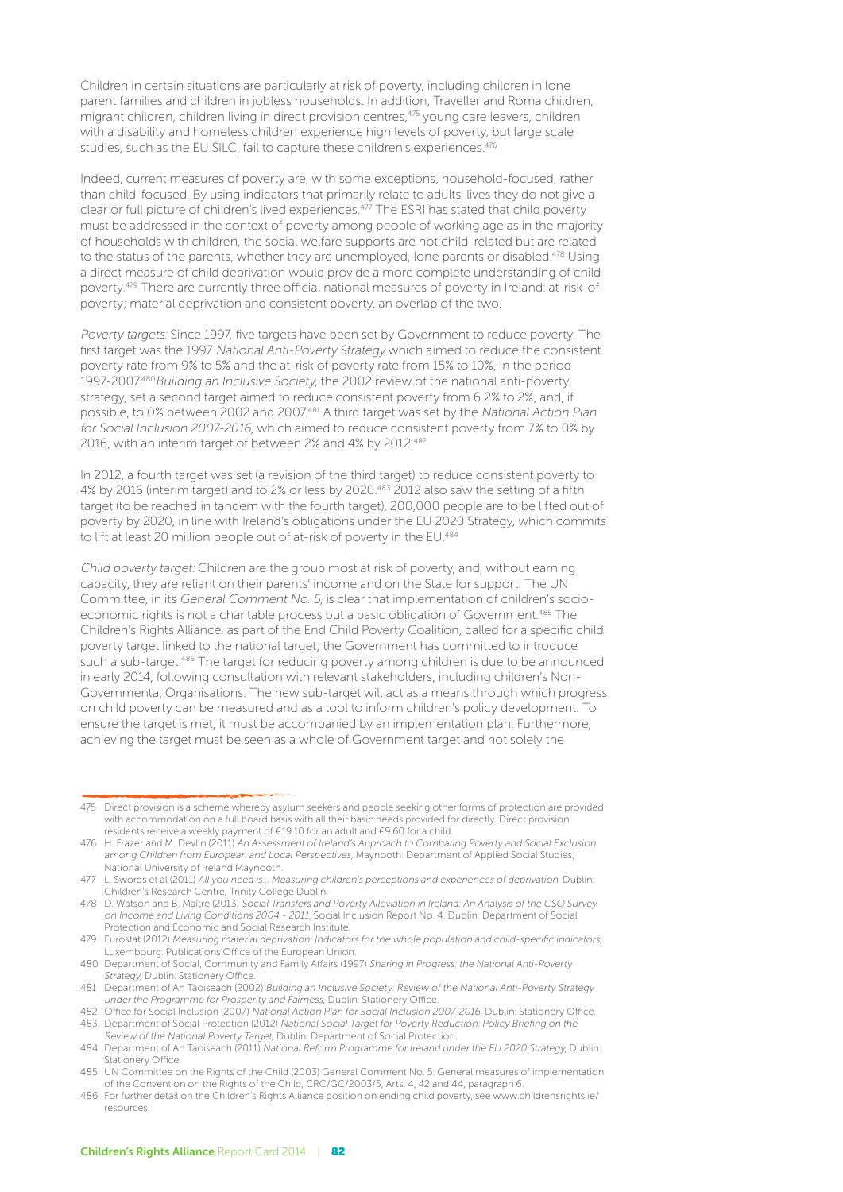Children in certain situations are particularly at risk of poverty, including children in lone parent families and children in jobless households. In addition, Traveller and Roma children, migrant children, children living in direct provision centres,[475] young care leavers, children with a disability and homeless children experience high levels of poverty, but large scale studies, such as the EU SILC, fail to capture these children's experiences.[476]

Indeed, current measures of poverty are, with some exceptions, household-focused, rather than child-focused. By using indicators that primarily relate to adults' lives they do not give a clear or full picture of children's lived experiences.[477] The ESRI has stated that child poverty must be addressed in the context of poverty among people of working age as in the majority of households with children, the social welfare supports are not child-related but are related to the status of the parents, whether they are unemployed, lone parents or disabled.[478] Using a direct measure of child deprivation would provide a more complete understanding of child poverty.[479] There are currently three official national measures of poverty in Ireland: at-risk-of-poverty; material deprivation and consistent poverty, an overlap of the two.

*Poverty targets:* Since 1997, five targets have been set by Government to reduce poverty. The first target was the 1997 *National Anti-Poverty Strategy* which aimed to reduce the consistent poverty rate from 9% to 5% and the at-risk of poverty rate from 15% to 10%, in the period 1997-2007.[480] *Building an Inclusive Society,* the 2002 review of the national anti-poverty strategy, set a second target aimed to reduce consistent poverty from 6.2% to 2%, and, if possible, to 0% between 2002 and 2007.[481] A third target was set by the *National Action Plan for Social Inclusion 2007-2016,* which aimed to reduce consistent poverty from 7% to 0% by 2016, with an interim target of between 2% and 4% by 2012.[482]

In 2012, a fourth target was set (a revision of the third target) to reduce consistent poverty to 4% by 2016 (interim target) and to 2% or less by 2020.[483] 2012 also saw the setting of a fifth target (to be reached in tandem with the fourth target), 200,000 people are to be lifted out of poverty by 2020, in line with Ireland's obligations under the EU 2020 Strategy, which commits to lift at least 20 million people out of at-risk of poverty in the EU.[484]

*Child poverty target:* Children are the group most at risk of poverty, and, without earning capacity, they are reliant on their parents' income and on the State for support. The UN Committee, in its *General Comment No. 5,* is clear that implementation of children's socio-economic rights is not a charitable process but a basic obligation of Government.[485] The Children's Rights Alliance, as part of the End Child Poverty Coalition, called for a specific child poverty target linked to the national target; the Government has committed to introduce such a sub-target.[486] The target for reducing poverty among children is due to be announced in early 2014, following consultation with relevant stakeholders, including children's Non-Governmental Organisations. The new sub-target will act as a means through which progress on child poverty can be measured and as a tool to inform children's policy development. To ensure the target is met, it must be accompanied by an implementation plan. Furthermore, achieving the target must be seen as a whole of Government target and not solely the

---

475 Direct provision is a scheme whereby asylum seekers and people seeking other forms of protection are provided with accommodation on a full board basis with all their basic needs provided for directly. Direct provision residents receive a weekly payment of €19.10 for an adult and €9.60 for a child.

476 H. Frazer and M. Devlin (2011) *An Assessment of Ireland's Approach to Combating Poverty and Social Exclusion among Children from European and Local Perspectives,* Maynooth: Department of Applied Social Studies, National University of Ireland Maynooth.

477 L. Swords et al (2011) *All you need is... Measuring children's perceptions and experiences of deprivation,* Dublin: Children's Research Centre, Trinity College Dublin.

478 D. Watson and B. Maître (2013) *Social Transfers and Poverty Alleviation in Ireland: An Analysis of the CSO Survey on Income and Living Conditions 2004 - 2011,* Social Inclusion Report No. 4. Dublin: Department of Social Protection and Economic and Social Research Institute.

479 Eurostat (2012) *Measuring material deprivation: Indicators for the whole population and child-specific indicators,* Luxembourg: Publications Office of the European Union.

480 Department of Social, Community and Family Affairs (1997) *Sharing in Progress: the National Anti-Poverty Strategy,* Dublin: Stationery Office.

481 Department of An Taoiseach (2002) *Building an Inclusive Society: Review of the National Anti-Poverty Strategy under the Programme for Prosperity and Fairness,* Dublin: Stationery Office.

482 Office for Social Inclusion (2007) *National Action Plan for Social Inclusion 2007-2016,* Dublin: Stationery Office.

483 Department of Social Protection (2012) *National Social Target for Poverty Reduction: Policy Briefing on the Review of the National Poverty Target,* Dublin: Department of Social Protection.

484 Department of An Taoiseach (2011) *National Reform Programme for Ireland under the EU 2020 Strategy,* Dublin: Stationery Office.

485 UN Committee on the Rights of the Child (2003) General Comment No. 5: General measures of implementation of the Convention on the Rights of the Child, CRC/GC/2003/5, Arts. 4, 42 and 44, paragraph 6.

486 For further detail on the Children's Rights Alliance position on ending child poverty, see www.childrensrights.ie/resources.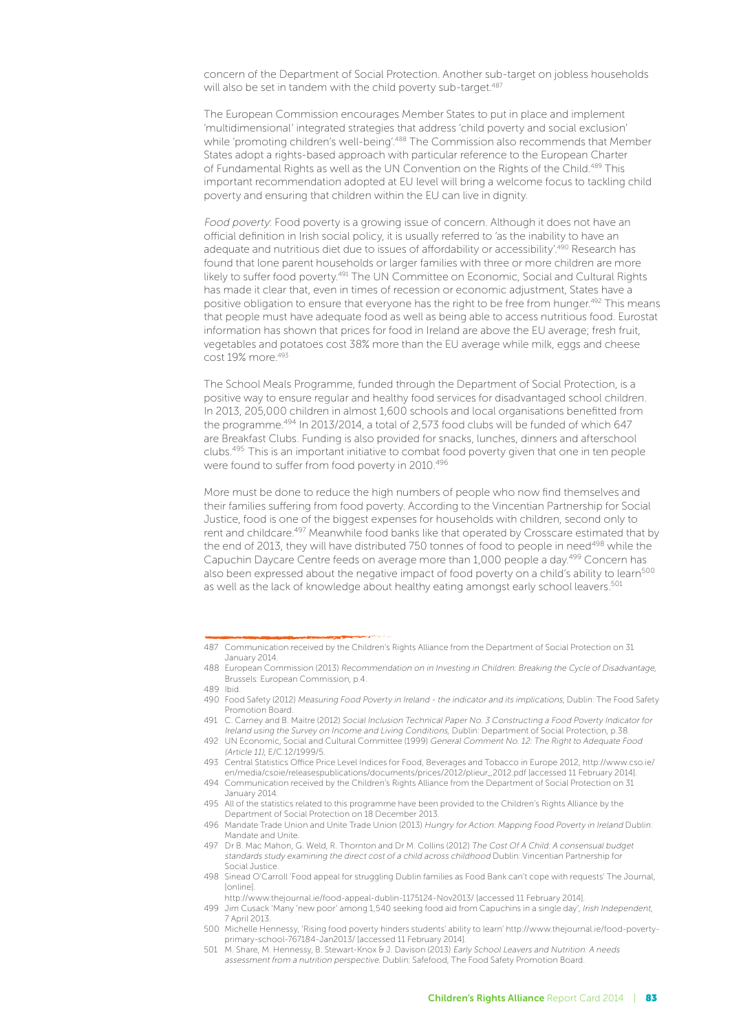concern of the Department of Social Protection. Another sub-target on jobless households will also be set in tandem with the child poverty sub-target.[487]

The European Commission encourages Member States to put in place and implement 'multidimensional' integrated strategies that address 'child poverty and social exclusion' while 'promoting children's well-being'.[488] The Commission also recommends that Member States adopt a rights-based approach with particular reference to the European Charter of Fundamental Rights as well as the UN Convention on the Rights of the Child.[489] This important recommendation adopted at EU level will bring a welcome focus to tackling child poverty and ensuring that children within the EU can live in dignity.

*Food poverty*: Food poverty is a growing issue of concern. Although it does not have an official definition in Irish social policy, it is usually referred to 'as the inability to have an adequate and nutritious diet due to issues of affordability or accessibility'.[490] Research has found that lone parent households or larger families with three or more children are more likely to suffer food poverty.[491] The UN Committee on Economic, Social and Cultural Rights has made it clear that, even in times of recession or economic adjustment, States have a positive obligation to ensure that everyone has the right to be free from hunger.[492] This means that people must have adequate food as well as being able to access nutritious food. Eurostat information has shown that prices for food in Ireland are above the EU average; fresh fruit, vegetables and potatoes cost 38% more than the EU average while milk, eggs and cheese cost 19% more.[493]

The School Meals Programme, funded through the Department of Social Protection, is a positive way to ensure regular and healthy food services for disadvantaged school children. In 2013, 205,000 children in almost 1,600 schools and local organisations benefitted from the programme.[494] In 2013/2014, a total of 2,573 food clubs will be funded of which 647 are Breakfast Clubs. Funding is also provided for snacks, lunches, dinners and afterschool clubs.[495] This is an important initiative to combat food poverty given that one in ten people were found to suffer from food poverty in 2010.[496]

More must be done to reduce the high numbers of people who now find themselves and their families suffering from food poverty. According to the Vincentian Partnership for Social Justice, food is one of the biggest expenses for households with children, second only to rent and childcare.[497] Meanwhile food banks like that operated by Crosscare estimated that by the end of 2013, they will have distributed 750 tonnes of food to people in need[498] while the Capuchin Daycare Centre feeds on average more than 1,000 people a day.[499] Concern has also been expressed about the negative impact of food poverty on a child's ability to learn[500] as well as the lack of knowledge about healthy eating amongst early school leavers.[501]

---

487 Communication received by the Children's Rights Alliance from the Department of Social Protection on 31 January 2014.

488 European Commission (2013) *Recommendation on in Investing in Children: Breaking the Cycle of Disadvantage,* Brussels: European Commission, p.4.

489 Ibid.

490 Food Safety (2012) *Measuring Food Poverty in Ireland - the indicator and its implications,* Dublin: The Food Safety Promotion Board.

491 C. Carney and B. Maitre (2012) *Social Inclusion Technical Paper No. 3 Constructing a Food Poverty Indicator for Ireland using the Survey on Income and Living Conditions,* Dublin: Department of Social Protection, p.38.

492 UN Economic, Social and Cultural Committee (1999) *General Comment No. 12: The Right to Adequate Food (Article 11),* E/C.12/1999/5.

493 Central Statistics Office Price Level Indices for Food, Beverages and Tobacco in Europe 2012, http://www.cso.ie/en/media/csoie/releasespublications/documents/prices/2012/plieur_2012.pdf [accessed 11 February 2014].

494 Communication received by the Children's Rights Alliance from the Department of Social Protection on 31 January 2014.

495 All of the statistics related to this programme have been provided to the Children's Rights Alliance by the Department of Social Protection on 18 December 2013.

496 Mandate Trade Union and Unite Trade Union (2013) *Hungry for Action: Mapping Food Poverty in Ireland* Dublin: Mandate and Unite.

497 Dr B. Mac Mahon, G. Weld, R. Thornton and Dr M. Collins (2012) *The Cost Of A Child: A consensual budget standards study examining the direct cost of a child across childhood* Dublin: Vincentian Partnership for Social Justice.

498 Sinead O'Carroll 'Food appeal for struggling Dublin families as Food Bank can't cope with requests' The Journal, [online]. http://www.thejournal.ie/food-appeal-dublin-1175124-Nov2013/ [accessed 11 February 2014].

499 Jim Cusack 'Many 'new poor' among 1,540 seeking food aid from Capuchins in a single day', *Irish Independent,* 7 April 2013.

500 Michelle Hennessy, 'Rising food poverty hinders students' ability to learn' http://www.thejournal.ie/food-poverty-primary-school-767184-Jan2013/ [accessed 11 February 2014].

501 M. Share, M. Hennessy, B. Stewart-Knox & J. Davison (2013) *Early School Leavers and Nutrition: A needs assessment from a nutrition perspective.* Dublin: Safefood, The Food Safety Promotion Board.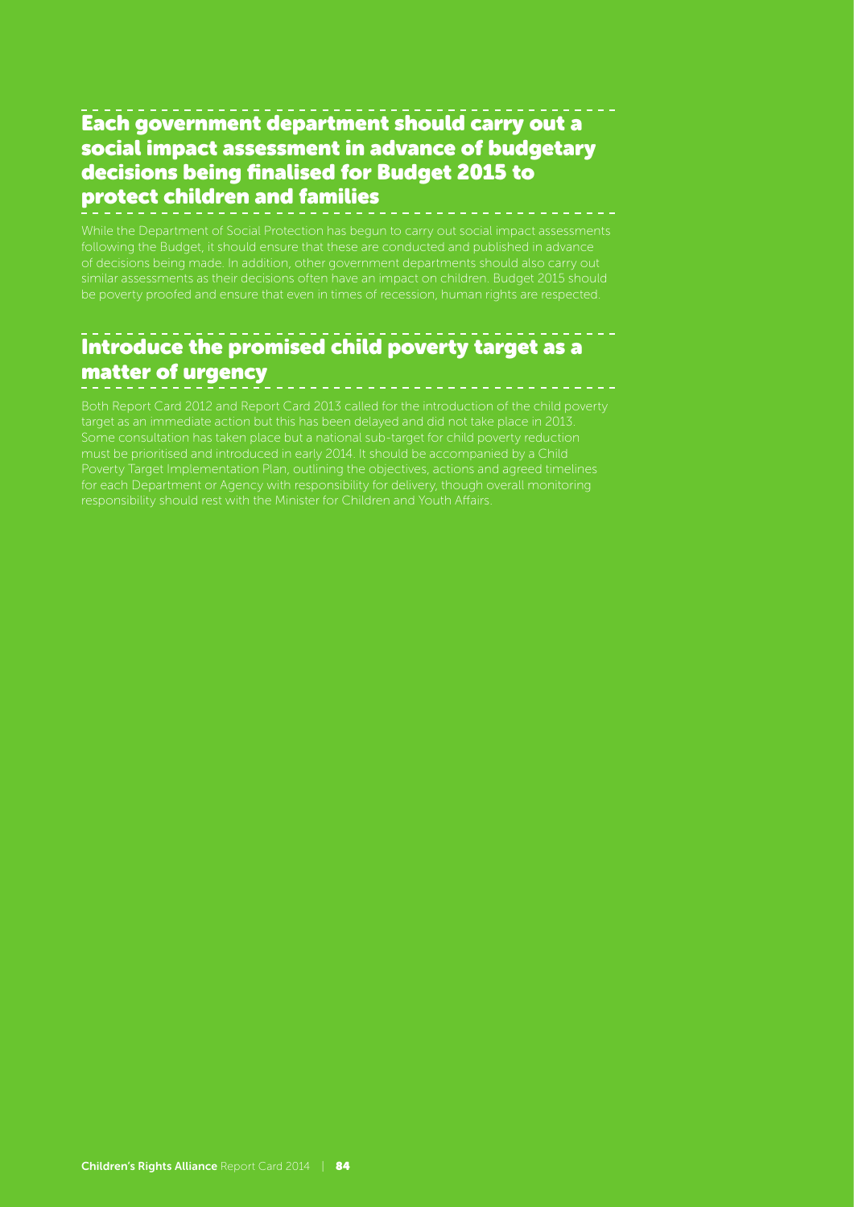## Each government department should carry out a social impact assessment in advance of budgetary decisions being finalised for Budget 2015 to protect children and families

While the Department of Social Protection has begun to carry out social impact assessments following the Budget, it should ensure that these are conducted and published in advance of decisions being made. In addition, other government departments should also carry out similar assessments as their decisions often have an impact on children. Budget 2015 should be poverty proofed and ensure that even in times of recession, human rights are respected.

## Introduce the promised child poverty target as a matter of urgency

Both Report Card 2012 and Report Card 2013 called for the introduction of the child poverty target as an immediate action but this has been delayed and did not take place in 2013. Some consultation has taken place but a national sub-target for child poverty reduction must be prioritised and introduced in early 2014. It should be accompanied by a Child Poverty Target Implementation Plan, outlining the objectives, actions and agreed timelines for each Department or Agency with responsibility for delivery, though overall monitoring responsibility should rest with the Minister for Children and Youth Affairs.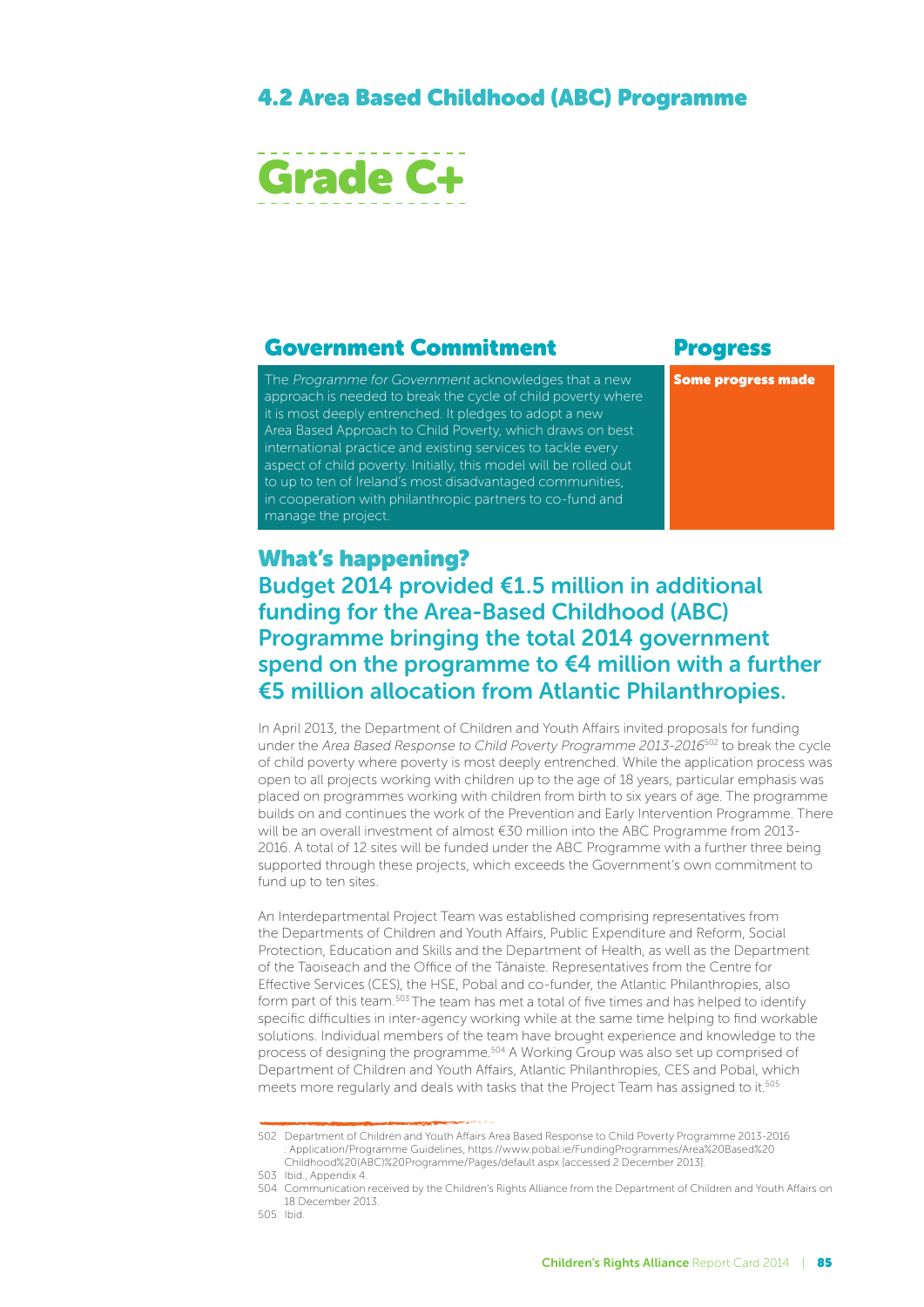## 4.2 Area Based Childhood (ABC) Programme

# Grade C+

| Government Commitment | Progress |
| --- | --- |
| The *Programme for Government* acknowledges that a new approach is needed to break the cycle of child poverty where it is most deeply entrenched. It pledges to adopt a new Area Based Approach to Child Poverty, which draws on best international practice and existing services to tackle every aspect of child poverty. Initially, this model will be rolled out to up to ten of Ireland's most disadvantaged communities, in cooperation with philanthropic partners to co-fund and manage the project. | **Some progress made** |

## What's happening?

### Budget 2014 provided €1.5 million in additional funding for the Area-Based Childhood (ABC) Programme bringing the total 2014 government spend on the programme to €4 million with a further €5 million allocation from Atlantic Philanthropies.

In April 2013, the Department of Children and Youth Affairs invited proposals for funding under the *Area Based Response to Child Poverty Programme 2013-2016*[502] to break the cycle of child poverty where poverty is most deeply entrenched. While the application process was open to all projects working with children up to the age of 18 years, particular emphasis was placed on programmes working with children from birth to six years of age. The programme builds on and continues the work of the Prevention and Early Intervention Programme. There will be an overall investment of almost €30 million into the ABC Programme from 2013-2016. A total of 12 sites will be funded under the ABC Programme with a further three being supported through these projects, which exceeds the Government's own commitment to fund up to ten sites.

An Interdepartmental Project Team was established comprising representatives from the Departments of Children and Youth Affairs, Public Expenditure and Reform, Social Protection, Education and Skills and the Department of Health, as well as the Department of the Taoiseach and the Office of the Tánaiste. Representatives from the Centre for Effective Services (CES), the HSE, Pobal and co-funder, the Atlantic Philanthropies, also form part of this team.[503] The team has met a total of five times and has helped to identify specific difficulties in inter-agency working while at the same time helping to find workable solutions. Individual members of the team have brought experience and knowledge to the process of designing the programme.[504] A Working Group was also set up comprised of Department of Children and Youth Affairs, Atlantic Philanthropies, CES and Pobal, which meets more regularly and deals with tasks that the Project Team has assigned to it.[505]

---

502 Department of Children and Youth Affairs Area Based Response to Child Poverty Programme 2013-2016 : Application/Programme Guidelines, https://www.pobal.ie/FundingProgrammes/Area%20Based%20 Childhood%20(ABC)%20Programme/Pages/default.aspx [accessed 2 December 2013].

503 Ibid., Appendix 4.

504 Communication received by the Children's Rights Alliance from the Department of Children and Youth Affairs on 18 December 2013.

505 Ibid.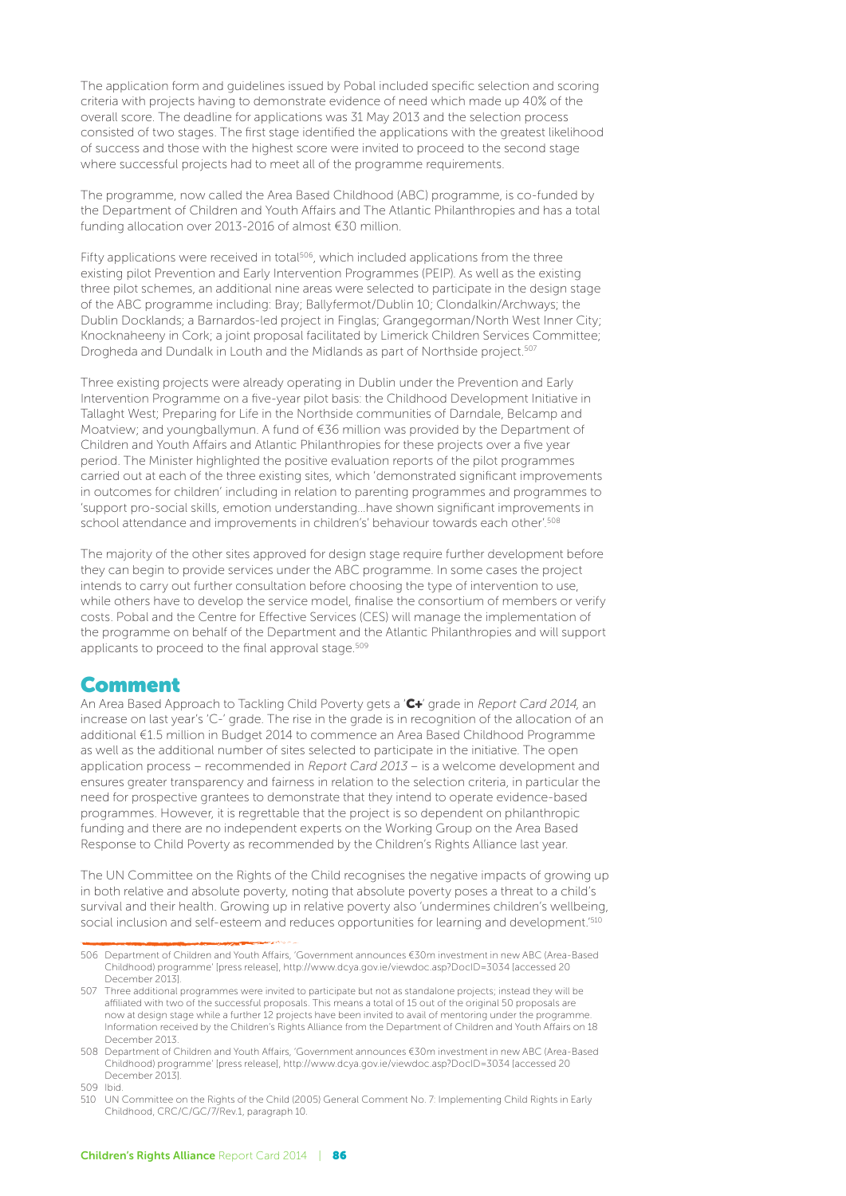The application form and guidelines issued by Pobal included specific selection and scoring criteria with projects having to demonstrate evidence of need which made up 40% of the overall score. The deadline for applications was 31 May 2013 and the selection process consisted of two stages. The first stage identified the applications with the greatest likelihood of success and those with the highest score were invited to proceed to the second stage where successful projects had to meet all of the programme requirements.

The programme, now called the Area Based Childhood (ABC) programme, is co-funded by the Department of Children and Youth Affairs and The Atlantic Philanthropies and has a total funding allocation over 2013-2016 of almost €30 million.

Fifty applications were received in total[506], which included applications from the three existing pilot Prevention and Early Intervention Programmes (PEIP). As well as the existing three pilot schemes, an additional nine areas were selected to participate in the design stage of the ABC programme including: Bray; Ballyfermot/Dublin 10; Clondalkin/Archways; the Dublin Docklands; a Barnardos-led project in Finglas; Grangegorman/North West Inner City; Knocknaheeny in Cork; a joint proposal facilitated by Limerick Children Services Committee; Drogheda and Dundalk in Louth and the Midlands as part of Northside project.[507]

Three existing projects were already operating in Dublin under the Prevention and Early Intervention Programme on a five-year pilot basis: the Childhood Development Initiative in Tallaght West; Preparing for Life in the Northside communities of Darndale, Belcamp and Moatview; and youngballymun. A fund of €36 million was provided by the Department of Children and Youth Affairs and Atlantic Philanthropies for these projects over a five year period. The Minister highlighted the positive evaluation reports of the pilot programmes carried out at each of the three existing sites, which 'demonstrated significant improvements in outcomes for children' including in relation to parenting programmes and programmes to 'support pro-social skills, emotion understanding…have shown significant improvements in school attendance and improvements in children's' behaviour towards each other'.[508]

The majority of the other sites approved for design stage require further development before they can begin to provide services under the ABC programme. In some cases the project intends to carry out further consultation before choosing the type of intervention to use, while others have to develop the service model, finalise the consortium of members or verify costs. Pobal and the Centre for Effective Services (CES) will manage the implementation of the programme on behalf of the Department and the Atlantic Philanthropies and will support applicants to proceed to the final approval stage.[509]

## Comment

An Area Based Approach to Tackling Child Poverty gets a '**C+**' grade in *Report Card 2014*, an increase on last year's 'C-' grade. The rise in the grade is in recognition of the allocation of an additional €1.5 million in Budget 2014 to commence an Area Based Childhood Programme as well as the additional number of sites selected to participate in the initiative. The open application process – recommended in *Report Card 2013* – is a welcome development and ensures greater transparency and fairness in relation to the selection criteria, in particular the need for prospective grantees to demonstrate that they intend to operate evidence-based programmes. However, it is regrettable that the project is so dependent on philanthropic funding and there are no independent experts on the Working Group on the Area Based Response to Child Poverty as recommended by the Children's Rights Alliance last year.

The UN Committee on the Rights of the Child recognises the negative impacts of growing up in both relative and absolute poverty, noting that absolute poverty poses a threat to a child's survival and their health. Growing up in relative poverty also 'undermines children's wellbeing, social inclusion and self-esteem and reduces opportunities for learning and development.'[510]

---

506 Department of Children and Youth Affairs, 'Government announces €30m investment in new ABC (Area-Based Childhood) programme' [press release], http://www.dcya.gov.ie/viewdoc.asp?DocID=3034 [accessed 20 December 2013].

507 Three additional programmes were invited to participate but not as standalone projects; instead they will be affiliated with two of the successful proposals. This means a total of 15 out of the original 50 proposals are now at design stage while a further 12 projects have been invited to avail of mentoring under the programme. Information received by the Children's Rights Alliance from the Department of Children and Youth Affairs on 18 December 2013.

508 Department of Children and Youth Affairs, 'Government announces €30m investment in new ABC (Area-Based Childhood) programme' [press release], http://www.dcya.gov.ie/viewdoc.asp?DocID=3034 [accessed 20 December 2013].

509 Ibid.

510 UN Committee on the Rights of the Child (2005) General Comment No. 7: Implementing Child Rights in Early Childhood, CRC/C/GC/7/Rev.1, paragraph 10.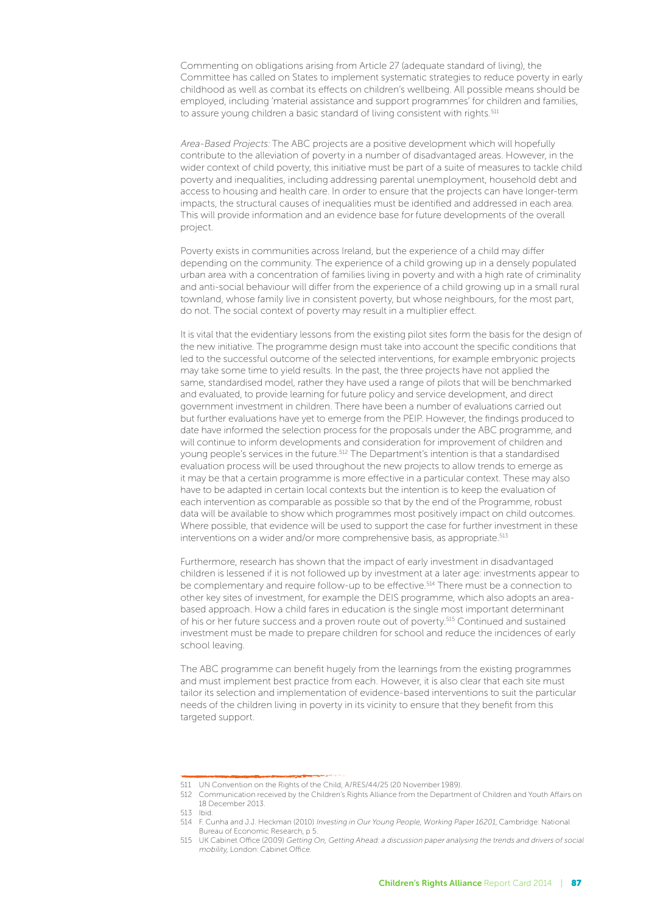Commenting on obligations arising from Article 27 (adequate standard of living), the Committee has called on States to implement systematic strategies to reduce poverty in early childhood as well as combat its effects on children's wellbeing. All possible means should be employed, including 'material assistance and support programmes' for children and families, to assure young children a basic standard of living consistent with rights.[511]

*Area-Based Projects:* The ABC projects are a positive development which will hopefully contribute to the alleviation of poverty in a number of disadvantaged areas. However, in the wider context of child poverty, this initiative must be part of a suite of measures to tackle child poverty and inequalities, including addressing parental unemployment, household debt and access to housing and health care. In order to ensure that the projects can have longer-term impacts, the structural causes of inequalities must be identified and addressed in each area. This will provide information and an evidence base for future developments of the overall project.

Poverty exists in communities across Ireland, but the experience of a child may differ depending on the community. The experience of a child growing up in a densely populated urban area with a concentration of families living in poverty and with a high rate of criminality and anti-social behaviour will differ from the experience of a child growing up in a small rural townland, whose family live in consistent poverty, but whose neighbours, for the most part, do not. The social context of poverty may result in a multiplier effect.

It is vital that the evidentiary lessons from the existing pilot sites form the basis for the design of the new initiative. The programme design must take into account the specific conditions that led to the successful outcome of the selected interventions, for example embryonic projects may take some time to yield results. In the past, the three projects have not applied the same, standardised model, rather they have used a range of pilots that will be benchmarked and evaluated, to provide learning for future policy and service development, and direct government investment in children. There have been a number of evaluations carried out but further evaluations have yet to emerge from the PEIP. However, the findings produced to date have informed the selection process for the proposals under the ABC programme, and will continue to inform developments and consideration for improvement of children and young people's services in the future.[512] The Department's intention is that a standardised evaluation process will be used throughout the new projects to allow trends to emerge as it may be that a certain programme is more effective in a particular context. These may also have to be adapted in certain local contexts but the intention is to keep the evaluation of each intervention as comparable as possible so that by the end of the Programme, robust data will be available to show which programmes most positively impact on child outcomes. Where possible, that evidence will be used to support the case for further investment in these interventions on a wider and/or more comprehensive basis, as appropriate.[513]

Furthermore, research has shown that the impact of early investment in disadvantaged children is lessened if it is not followed up by investment at a later age: investments appear to be complementary and require follow-up to be effective.[514] There must be a connection to other key sites of investment, for example the DEIS programme, which also adopts an area-based approach. How a child fares in education is the single most important determinant of his or her future success and a proven route out of poverty.[515] Continued and sustained investment must be made to prepare children for school and reduce the incidences of early school leaving.

The ABC programme can benefit hugely from the learnings from the existing programmes and must implement best practice from each. However, it is also clear that each site must tailor its selection and implementation of evidence-based interventions to suit the particular needs of the children living in poverty in its vicinity to ensure that they benefit from this targeted support.

---

511 UN Convention on the Rights of the Child, A/RES/44/25 (20 November 1989).

512 Communication received by the Children's Rights Alliance from the Department of Children and Youth Affairs on 18 December 2013.

513 Ibid.

514 F. Cunha and J.J. Heckman (2010) *Investing in Our Young People, Working Paper 16201*, Cambridge: National Bureau of Economic Research, p 5.

515 UK Cabinet Office (2009) *Getting On, Getting Ahead: a discussion paper analysing the trends and drivers of social mobility*, London: Cabinet Office.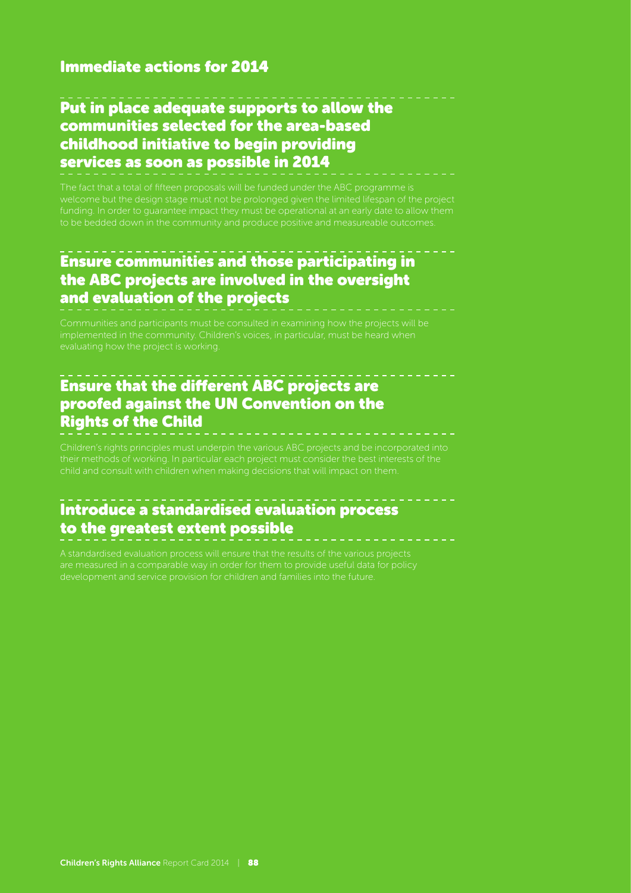## Immediate actions for 2014

### Put in place adequate supports to allow the communities selected for the area-based childhood initiative to begin providing services as soon as possible in 2014

The fact that a total of fifteen proposals will be funded under the ABC programme is welcome but the design stage must not be prolonged given the limited lifespan of the project funding. In order to guarantee impact they must be operational at an early date to allow them to be bedded down in the community and produce positive and measureable outcomes.

### Ensure communities and those participating in the ABC projects are involved in the oversight and evaluation of the projects

Communities and participants must be consulted in examining how the projects will be implemented in the community. Children's voices, in particular, must be heard when evaluating how the project is working.

### Ensure that the different ABC projects are proofed against the UN Convention on the Rights of the Child

Children's rights principles must underpin the various ABC projects and be incorporated into their methods of working. In particular each project must consider the best interests of the child and consult with children when making decisions that will impact on them.

### Introduce a standardised evaluation process to the greatest extent possible

A standardised evaluation process will ensure that the results of the various projects are measured in a comparable way in order for them to provide useful data for policy development and service provision for children and families into the future.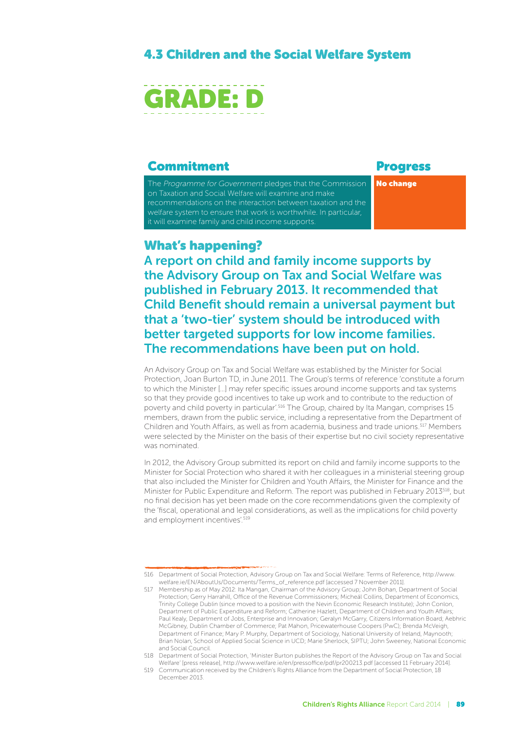## 4.3 Children and the Social Welfare System

# GRADE: D

| Commitment | Progress |
| --- | --- |
| The *Programme for Government* pledges that the Commission on Taxation and Social Welfare will examine and make recommendations on the interaction between taxation and the welfare system to ensure that work is worthwhile. In particular, it will examine family and child income supports. | **No change** |

### What's happening?

**A report on child and family income supports by the Advisory Group on Tax and Social Welfare was published in February 2013. It recommended that Child Benefit should remain a universal payment but that a 'two-tier' system should be introduced with better targeted supports for low income families. The recommendations have been put on hold.**

An Advisory Group on Tax and Social Welfare was established by the Minister for Social Protection, Joan Burton TD, in June 2011. The Group's terms of reference 'constitute a forum to which the Minister […] may refer specific issues around income supports and tax systems so that they provide good incentives to take up work and to contribute to the reduction of poverty and child poverty in particular'.[516] The Group, chaired by Ita Mangan, comprises 15 members, drawn from the public service, including a representative from the Department of Children and Youth Affairs, as well as from academia, business and trade unions.[517] Members were selected by the Minister on the basis of their expertise but no civil society representative was nominated.

In 2012, the Advisory Group submitted its report on child and family income supports to the Minister for Social Protection who shared it with her colleagues in a ministerial steering group that also included the Minister for Children and Youth Affairs, the Minister for Finance and the Minister for Public Expenditure and Reform. The report was published in February 2013[518], but no final decision has yet been made on the core recommendations given the complexity of the 'fiscal, operational and legal considerations, as well as the implications for child poverty and employment incentives'.[519]

---

516 Department of Social Protection, Advisory Group on Tax and Social Welfare: Terms of Reference, http://www.welfare.ie/EN/AboutUs/Documents/Terms_of_reference.pdf [accessed 7 November 2011].

517 Membership as of May 2012: Ita Mangan, Chairman of the Advisory Group; John Bohan, Department of Social Protection; Gerry Harrahill, Office of the Revenue Commissioners; Micheál Collins, Department of Economics, Trinity College Dublin (since moved to a position with the Nevin Economic Research Institute); John Conlon, Department of Public Expenditure and Reform; Catherine Hazlett, Department of Children and Youth Affairs; Paul Kealy, Department of Jobs, Enterprise and Innovation; Geralyn McGarry, Citizens Information Board; Aebhric McGibney, Dublin Chamber of Commerce; Pat Mahon, Pricewaterhouse Coopers (PwC); Brenda McVeigh, Department of Finance; Mary P. Murphy, Department of Sociology, National University of Ireland, Maynooth; Brian Nolan, School of Applied Social Science in UCD; Marie Sherlock, SIPTU; John Sweeney, National Economic and Social Council.

518 Department of Social Protection, 'Minister Burton publishes the Report of the Advisory Group on Tax and Social Welfare' [press release], http://www.welfare.ie/en/pressoffice/pdf/pr200213.pdf [accessed 11 February 2014].

519 Communication received by the Children's Rights Alliance from the Department of Social Protection, 18 December 2013.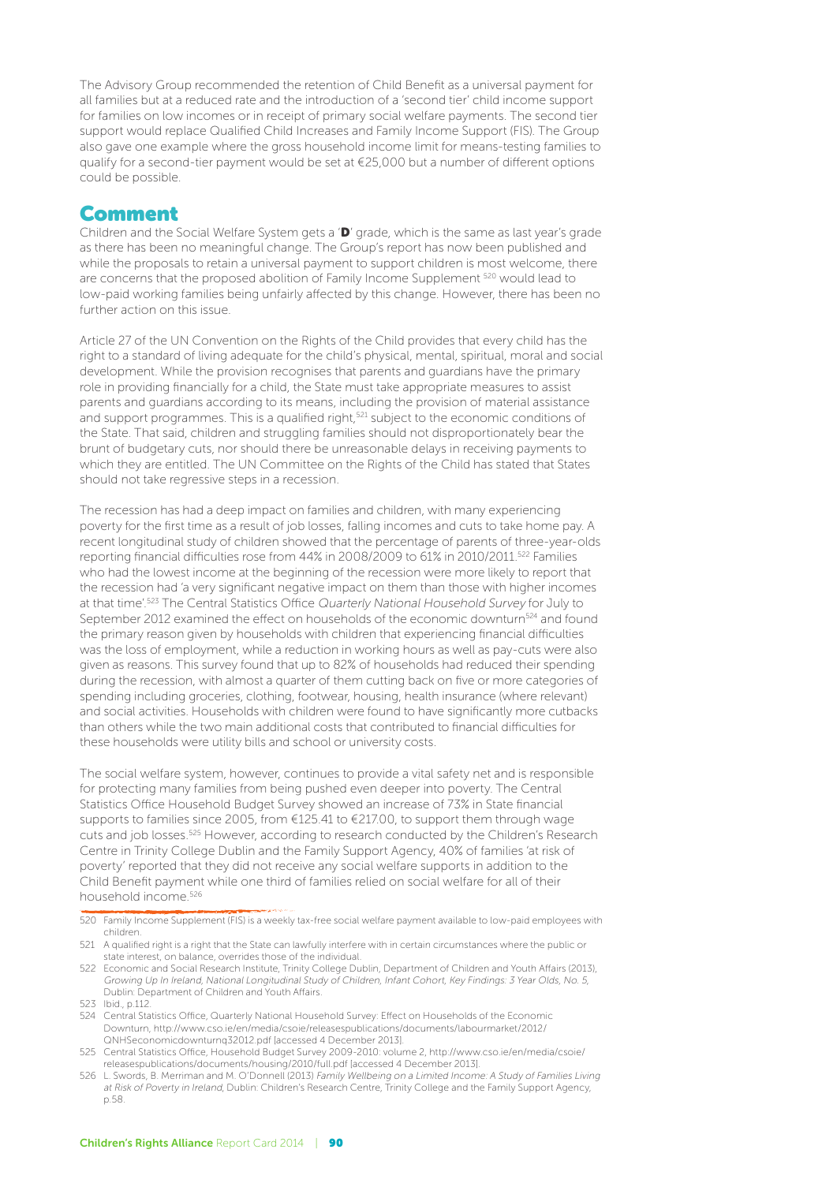The Advisory Group recommended the retention of Child Benefit as a universal payment for all families but at a reduced rate and the introduction of a 'second tier' child income support for families on low incomes or in receipt of primary social welfare payments. The second tier support would replace Qualified Child Increases and Family Income Support (FIS). The Group also gave one example where the gross household income limit for means-testing families to qualify for a second-tier payment would be set at €25,000 but a number of different options could be possible.

## Comment

Children and the Social Welfare System gets a '**D**' grade, which is the same as last year's grade as there has been no meaningful change. The Group's report has now been published and while the proposals to retain a universal payment to support children is most welcome, there are concerns that the proposed abolition of Family Income Supplement [520] would lead to low-paid working families being unfairly affected by this change. However, there has been no further action on this issue.

Article 27 of the UN Convention on the Rights of the Child provides that every child has the right to a standard of living adequate for the child's physical, mental, spiritual, moral and social development. While the provision recognises that parents and guardians have the primary role in providing financially for a child, the State must take appropriate measures to assist parents and guardians according to its means, including the provision of material assistance and support programmes. This is a qualified right,[521] subject to the economic conditions of the State. That said, children and struggling families should not disproportionately bear the brunt of budgetary cuts, nor should there be unreasonable delays in receiving payments to which they are entitled. The UN Committee on the Rights of the Child has stated that States should not take regressive steps in a recession.

The recession has had a deep impact on families and children, with many experiencing poverty for the first time as a result of job losses, falling incomes and cuts to take home pay. A recent longitudinal study of children showed that the percentage of parents of three-year-olds reporting financial difficulties rose from 44% in 2008/2009 to 61% in 2010/2011.[522] Families who had the lowest income at the beginning of the recession were more likely to report that the recession had 'a very significant negative impact on them than those with higher incomes at that time'.[523] The Central Statistics Office *Quarterly National Household Survey* for July to September 2012 examined the effect on households of the economic downturn[524] and found the primary reason given by households with children that experiencing financial difficulties was the loss of employment, while a reduction in working hours as well as pay-cuts were also given as reasons. This survey found that up to 82% of households had reduced their spending during the recession, with almost a quarter of them cutting back on five or more categories of spending including groceries, clothing, footwear, housing, health insurance (where relevant) and social activities. Households with children were found to have significantly more cutbacks than others while the two main additional costs that contributed to financial difficulties for these households were utility bills and school or university costs.

The social welfare system, however, continues to provide a vital safety net and is responsible for protecting many families from being pushed even deeper into poverty. The Central Statistics Office Household Budget Survey showed an increase of 73% in State financial supports to families since 2005, from €125.41 to €217.00, to support them through wage cuts and job losses.[525] However, according to research conducted by the Children's Research Centre in Trinity College Dublin and the Family Support Agency, 40% of families 'at risk of poverty' reported that they did not receive any social welfare supports in addition to the Child Benefit payment while one third of families relied on social welfare for all of their household income.[526]

---

520 Family Income Supplement (FIS) is a weekly tax-free social welfare payment available to low-paid employees with children.

521 A qualified right is a right that the State can lawfully interfere with in certain circumstances where the public or state interest, on balance, overrides those of the individual.

522 Economic and Social Research Institute, Trinity College Dublin, Department of Children and Youth Affairs (2013), *Growing Up In Ireland, National Longitudinal Study of Children, Infant Cohort, Key Findings: 3 Year Olds, No. 5*, Dublin: Department of Children and Youth Affairs.

523 Ibid., p.112.

524 Central Statistics Office, Quarterly National Household Survey: Effect on Households of the Economic Downturn, http://www.cso.ie/en/media/csoie/releasespublications/documents/labourmarket/2012/QNHSeconomicdownturnq32012.pdf [accessed 4 December 2013].

525 Central Statistics Office, Household Budget Survey 2009-2010: volume 2, http://www.cso.ie/en/media/csoie/releasespublications/documents/housing/2010/full.pdf [accessed 4 December 2013].

526 L. Swords, B. Merriman and M. O'Donnell (2013) *Family Wellbeing on a Limited Income: A Study of Families Living at Risk of Poverty in Ireland*, Dublin: Children's Research Centre, Trinity College and the Family Support Agency, p.58.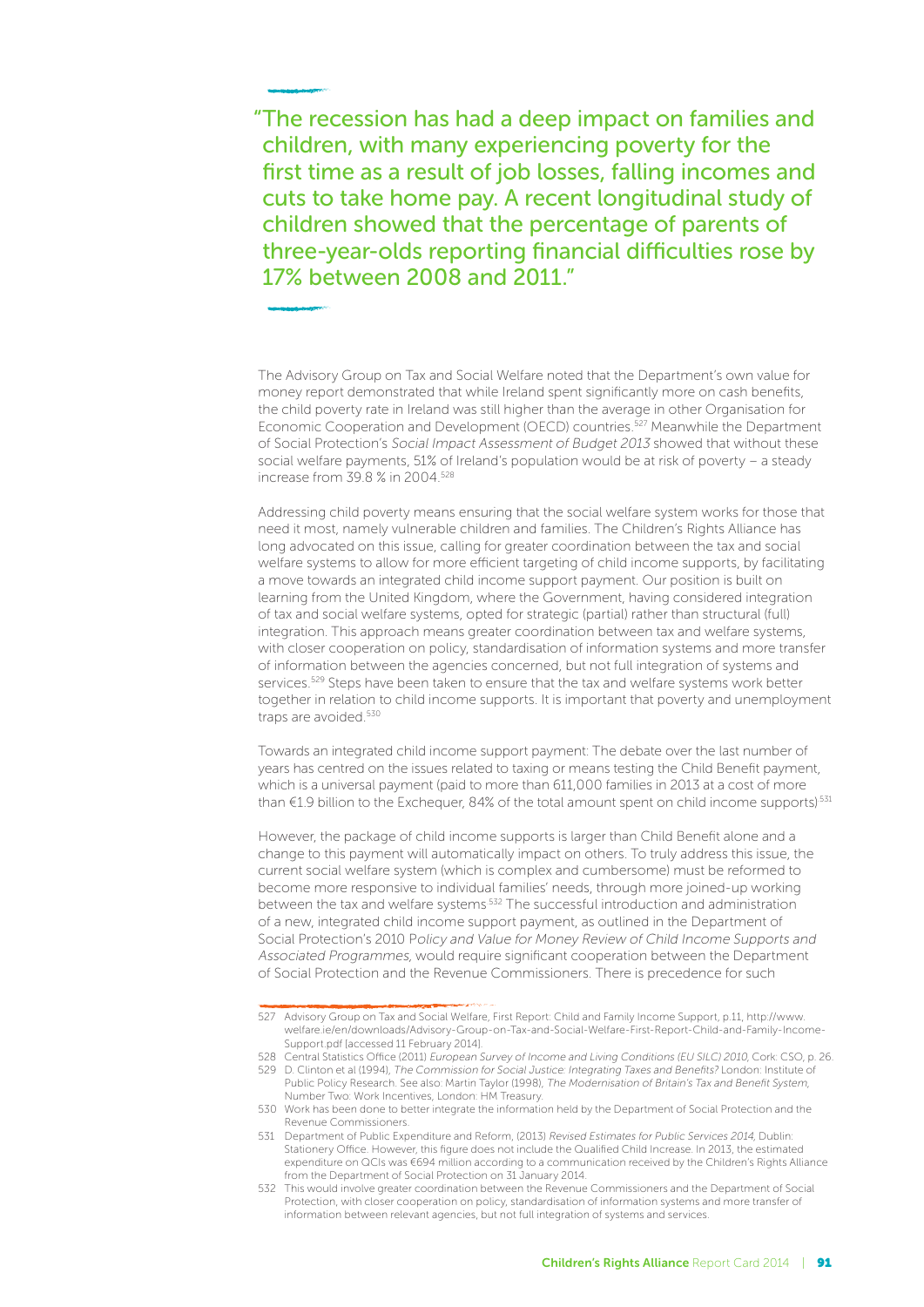> "The recession has had a deep impact on families and children, with many experiencing poverty for the first time as a result of job losses, falling incomes and cuts to take home pay. A recent longitudinal study of children showed that the percentage of parents of three-year-olds reporting financial difficulties rose by 17% between 2008 and 2011."

The Advisory Group on Tax and Social Welfare noted that the Department's own value for money report demonstrated that while Ireland spent significantly more on cash benefits, the child poverty rate in Ireland was still higher than the average in other Organisation for Economic Cooperation and Development (OECD) countries.[527] Meanwhile the Department of Social Protection's *Social Impact Assessment of Budget 2013* showed that without these social welfare payments, 51% of Ireland's population would be at risk of poverty – a steady increase from 39.8 % in 2004.[528]

Addressing child poverty means ensuring that the social welfare system works for those that need it most, namely vulnerable children and families. The Children's Rights Alliance has long advocated on this issue, calling for greater coordination between the tax and social welfare systems to allow for more efficient targeting of child income supports, by facilitating a move towards an integrated child income support payment. Our position is built on learning from the United Kingdom, where the Government, having considered integration of tax and social welfare systems, opted for strategic (partial) rather than structural (full) integration. This approach means greater coordination between tax and welfare systems, with closer cooperation on policy, standardisation of information systems and more transfer of information between the agencies concerned, but not full integration of systems and services.[529] Steps have been taken to ensure that the tax and welfare systems work better together in relation to child income supports. It is important that poverty and unemployment traps are avoided.[530]

Towards an integrated child income support payment: The debate over the last number of years has centred on the issues related to taxing or means testing the Child Benefit payment, which is a universal payment (paid to more than 611,000 families in 2013 at a cost of more than €1.9 billion to the Exchequer, 84% of the total amount spent on child income supports).[531]

However, the package of child income supports is larger than Child Benefit alone and a change to this payment will automatically impact on others. To truly address this issue, the current social welfare system (which is complex and cumbersome) must be reformed to become more responsive to individual families' needs, through more joined-up working between the tax and welfare systems.[532] The successful introduction and administration of a new, integrated child income support payment, as outlined in the Department of Social Protection's 2010 *Policy and Value for Money Review of Child Income Supports and Associated Programmes,* would require significant cooperation between the Department of Social Protection and the Revenue Commissioners. There is precedence for such

---

527 Advisory Group on Tax and Social Welfare, First Report: Child and Family Income Support, p.11, http://www.welfare.ie/en/downloads/Advisory-Group-on-Tax-and-Social-Welfare-First-Report-Child-and-Family-Income-Support.pdf [accessed 11 February 2014].

528 Central Statistics Office (2011) *European Survey of Income and Living Conditions (EU SILC) 2010,* Cork: CSO, p. 26.

529 D. Clinton et al (1994), *The Commission for Social Justice: Integrating Taxes and Benefits?* London: Institute of Public Policy Research. See also: Martin Taylor (1998), *The Modernisation of Britain's Tax and Benefit System,* Number Two: Work Incentives, London: HM Treasury.

530 Work has been done to better integrate the information held by the Department of Social Protection and the Revenue Commissioners.

531 Department of Public Expenditure and Reform, (2013) *Revised Estimates for Public Services 2014,* Dublin: Stationery Office. However, this figure does not include the Qualified Child Increase. In 2013, the estimated expenditure on QCIs was €694 million according to a communication received by the Children's Rights Alliance from the Department of Social Protection on 31 January 2014.

532 This would involve greater coordination between the Revenue Commissioners and the Department of Social Protection, with closer cooperation on policy, standardisation of information systems and more transfer of information between relevant agencies, but not full integration of systems and services.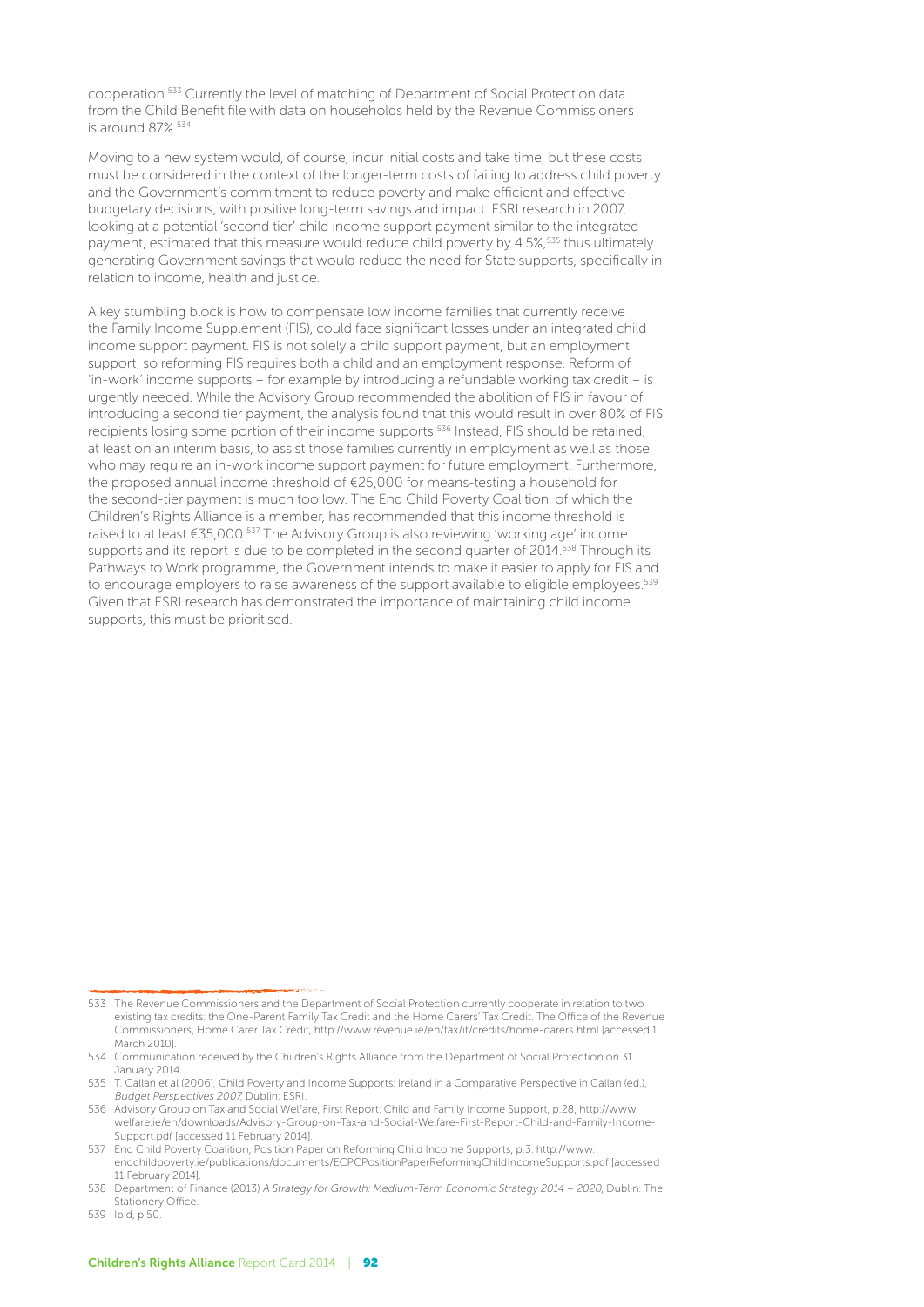cooperation.[533] Currently the level of matching of Department of Social Protection data from the Child Benefit file with data on households held by the Revenue Commissioners is around 87%.[534]

Moving to a new system would, of course, incur initial costs and take time, but these costs must be considered in the context of the longer-term costs of failing to address child poverty and the Government's commitment to reduce poverty and make efficient and effective budgetary decisions, with positive long-term savings and impact. ESRI research in 2007, looking at a potential 'second tier' child income support payment similar to the integrated payment, estimated that this measure would reduce child poverty by 4.5%,[535] thus ultimately generating Government savings that would reduce the need for State supports, specifically in relation to income, health and justice.

A key stumbling block is how to compensate low income families that currently receive the Family Income Supplement (FIS), could face significant losses under an integrated child income support payment. FIS is not solely a child support payment, but an employment support, so reforming FIS requires both a child and an employment response. Reform of 'in-work' income supports – for example by introducing a refundable working tax credit – is urgently needed. While the Advisory Group recommended the abolition of FIS in favour of introducing a second tier payment, the analysis found that this would result in over 80% of FIS recipients losing some portion of their income supports.[536] Instead, FIS should be retained, at least on an interim basis, to assist those families currently in employment as well as those who may require an in-work income support payment for future employment. Furthermore, the proposed annual income threshold of €25,000 for means-testing a household for the second-tier payment is much too low. The End Child Poverty Coalition, of which the Children's Rights Alliance is a member, has recommended that this income threshold is raised to at least €35,000.[537] The Advisory Group is also reviewing 'working age' income supports and its report is due to be completed in the second quarter of 2014.[538] Through its Pathways to Work programme, the Government intends to make it easier to apply for FIS and to encourage employers to raise awareness of the support available to eligible employees.[539] Given that ESRI research has demonstrated the importance of maintaining child income supports, this must be prioritised.

---

533 The Revenue Commissioners and the Department of Social Protection currently cooperate in relation to two existing tax credits: the One-Parent Family Tax Credit and the Home Carers' Tax Credit. The Office of the Revenue Commissioners, Home Carer Tax Credit, http://www.revenue.ie/en/tax/it/credits/home-carers.html [accessed 1 March 2010].

534 Communication received by the Children's Rights Alliance from the Department of Social Protection on 31 January 2014.

535 T. Callan et al (2006), Child Poverty and Income Supports: Ireland in a Comparative Perspective in Callan (ed.), *Budget Perspectives 2007*, Dublin: ESRI.

536 Advisory Group on Tax and Social Welfare, First Report: Child and Family Income Support, p.28, http://www.welfare.ie/en/downloads/Advisory-Group-on-Tax-and-Social-Welfare-First-Report-Child-and-Family-Income-Support.pdf [accessed 11 February 2014].

537 End Child Poverty Coalition, Position Paper on Reforming Child Income Supports, p.3. http://www.endchildpoverty.ie/publications/documents/ECPCPositionPaperReformingChildIncomeSupports.pdf [accessed 11 February 2014].

538 Department of Finance (2013) *A Strategy for Growth: Medium-Term Economic Strategy 2014 – 2020*, Dublin: The Stationery Office.

539 Ibid, p.50.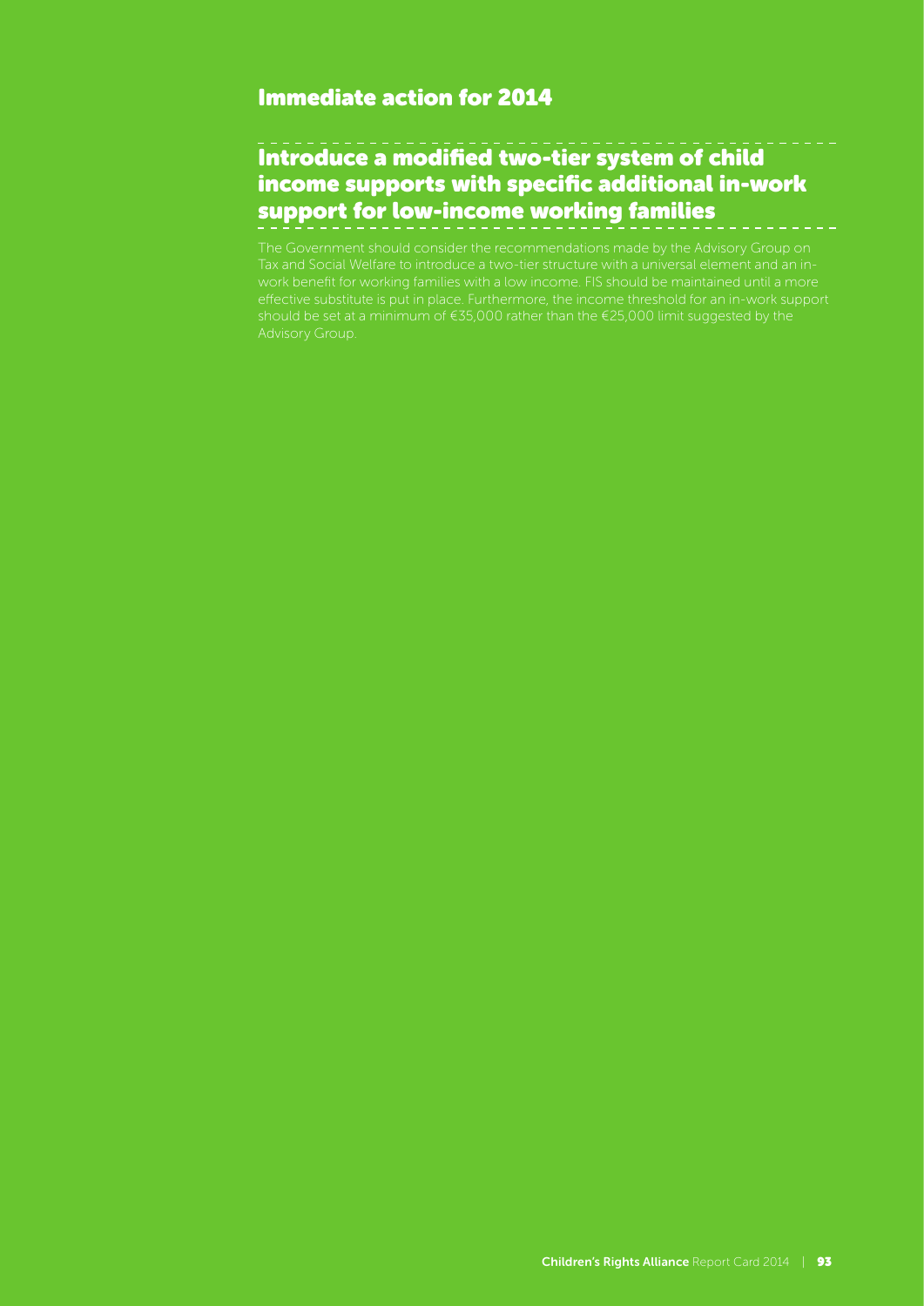## Immediate action for 2014

### Introduce a modified two-tier system of child income supports with specific additional in-work support for low-income working families

The Government should consider the recommendations made by the Advisory Group on Tax and Social Welfare to introduce a two-tier structure with a universal element and an in-work benefit for working families with a low income. FIS should be maintained until a more effective substitute is put in place. Furthermore, the income threshold for an in-work support should be set at a minimum of €35,000 rather than the €25,000 limit suggested by the Advisory Group.